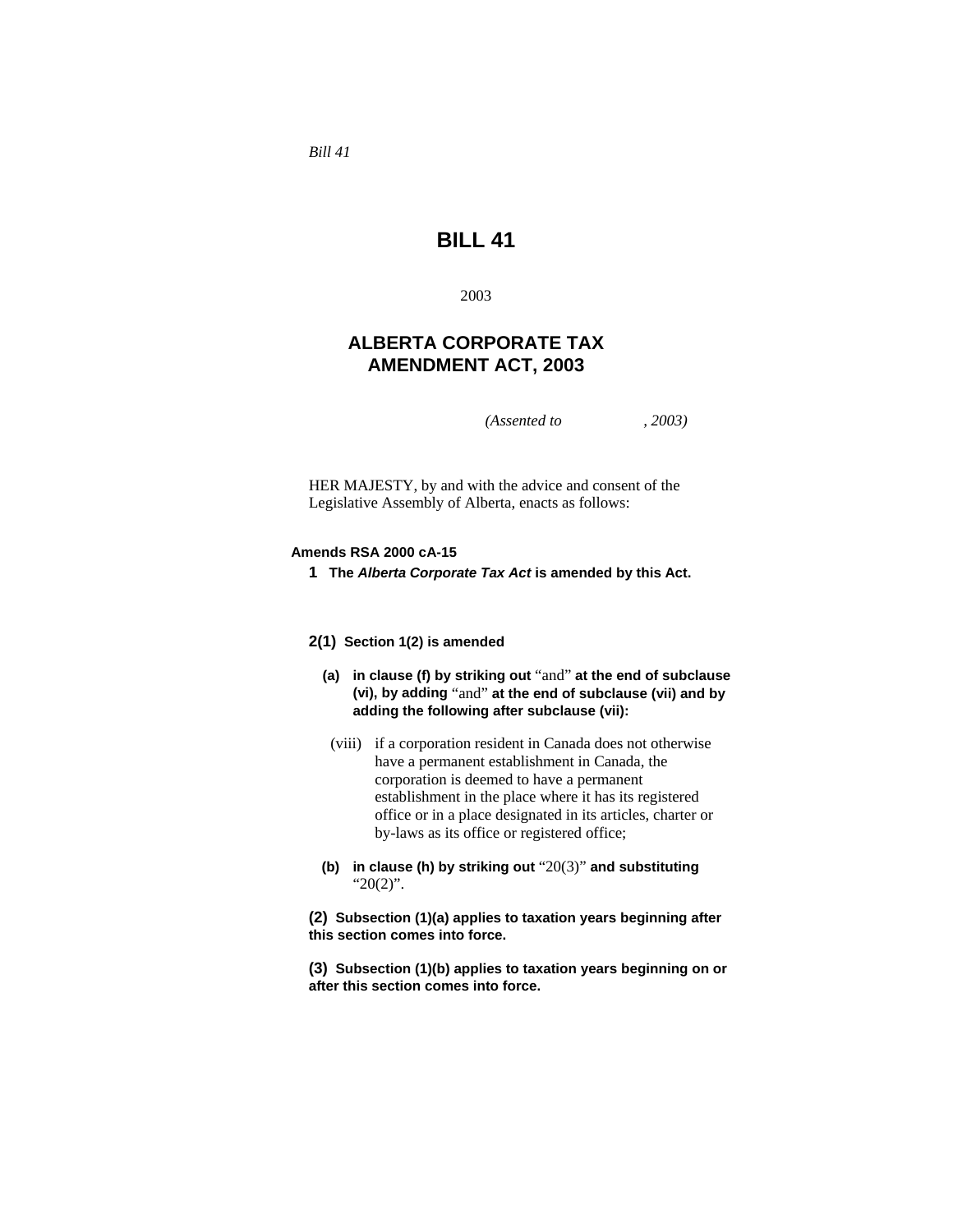*Bill 41*

# BILL 41

2003

## ALBERTA CORPORATE TAX AMENDMENT ACT, 2003

*(Assented to , 2003)*

HER MAJESTY, by and with the advice and consent of the Legislative Assembly of Alberta, enacts as follows:

**Amends RSA 2000 cA-15**

**1** **The *Alberta Corporate Tax Act* is amended by this Act.**

**2(1)** **Section 1(2) is amended**

**(a)** **in clause (f) by striking out** "and" **at the end of subclause (vi), by adding** "and" **at the end of subclause (vii) and by adding the following after subclause (vii):**

(viii) if a corporation resident in Canada does not otherwise have a permanent establishment in Canada, the corporation is deemed to have a permanent establishment in the place where it has its registered office or in a place designated in its articles, charter or by-laws as its office or registered office;

**(b)** **in clause (h) by striking out** "20(3)" **and substituting** "20(2)".

**(2)** **Subsection (1)(a) applies to taxation years beginning after this section comes into force.**

**(3)** **Subsection (1)(b) applies to taxation years beginning on or after this section comes into force.**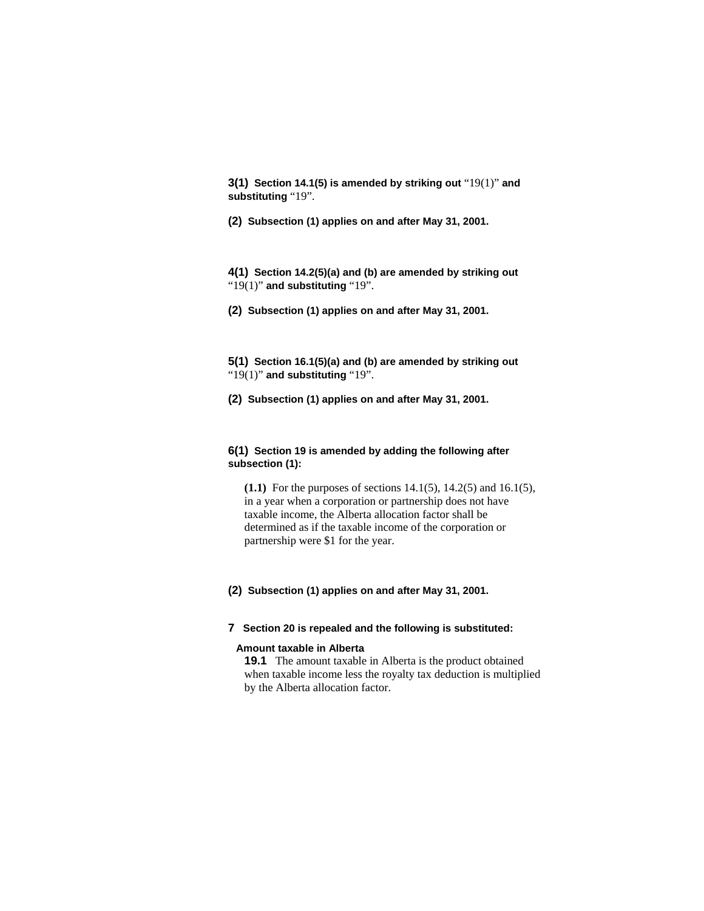**3(1)** **Section 14.1(5) is amended by striking out** “19(1)” **and substituting** “19”.

**(2)** **Subsection (1) applies on and after May 31, 2001.**

**4(1)** **Section 14.2(5)(a) and (b) are amended by striking out** “19(1)” **and substituting** “19”.

**(2)** **Subsection (1) applies on and after May 31, 2001.**

**5(1)** **Section 16.1(5)(a) and (b) are amended by striking out** “19(1)” **and substituting** “19”.

**(2)** **Subsection (1) applies on and after May 31, 2001.**

**6(1)** **Section 19 is amended by adding the following after subsection (1):**

> **(1.1)** For the purposes of sections 14.1(5), 14.2(5) and 16.1(5), in a year when a corporation or partnership does not have taxable income, the Alberta allocation factor shall be determined as if the taxable income of the corporation or partnership were $1 for the year.

**(2)** **Subsection (1) applies on and after May 31, 2001.**

**7** **Section 20 is repealed and the following is substituted:**

> **Amount taxable in Alberta**
>
> **19.1** The amount taxable in Alberta is the product obtained when taxable income less the royalty tax deduction is multiplied by the Alberta allocation factor.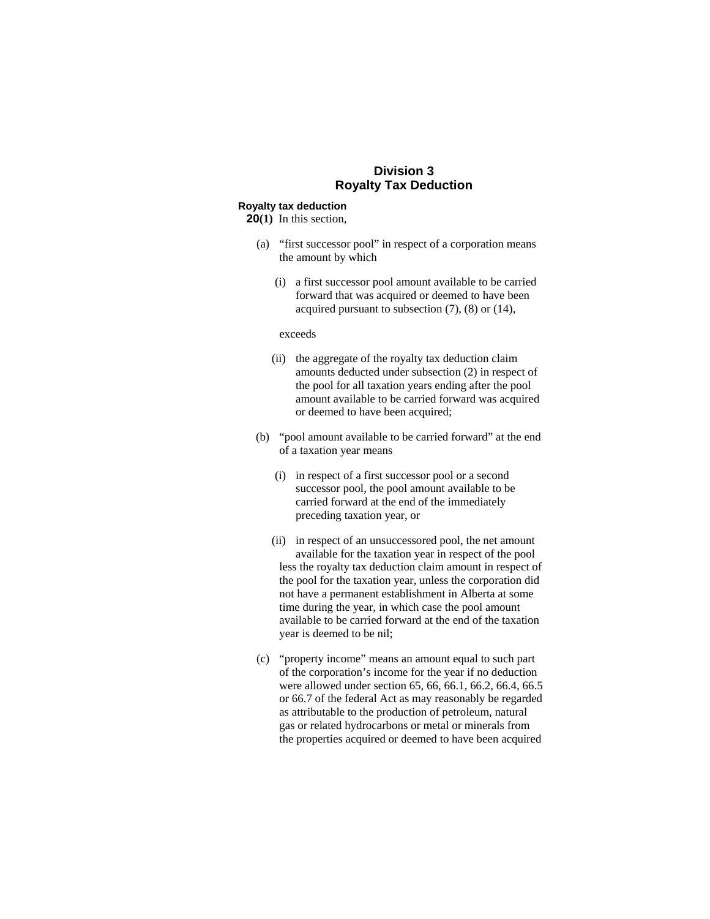## Division 3
## Royalty Tax Deduction

**Royalty tax deduction**

**20(1)** In this section,

(a) "first successor pool" in respect of a corporation means the amount by which

(i) a first successor pool amount available to be carried forward that was acquired or deemed to have been acquired pursuant to subsection (7), (8) or (14),

exceeds

(ii) the aggregate of the royalty tax deduction claim amounts deducted under subsection (2) in respect of the pool for all taxation years ending after the pool amount available to be carried forward was acquired or deemed to have been acquired;

(b) "pool amount available to be carried forward" at the end of a taxation year means

(i) in respect of a first successor pool or a second successor pool, the pool amount available to be carried forward at the end of the immediately preceding taxation year, or

(ii) in respect of an unsuccessored pool, the net amount available for the taxation year in respect of the pool less the royalty tax deduction claim amount in respect of the pool for the taxation year, unless the corporation did not have a permanent establishment in Alberta at some time during the year, in which case the pool amount available to be carried forward at the end of the taxation year is deemed to be nil;

(c) "property income" means an amount equal to such part of the corporation's income for the year if no deduction were allowed under section 65, 66, 66.1, 66.2, 66.4, 66.5 or 66.7 of the federal Act as may reasonably be regarded as attributable to the production of petroleum, natural gas or related hydrocarbons or metal or minerals from the properties acquired or deemed to have been acquired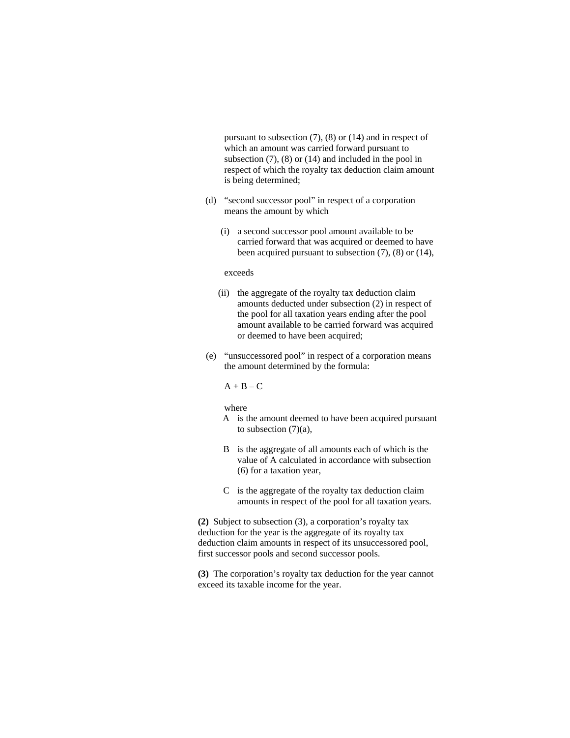pursuant to subsection (7), (8) or (14) and in respect of which an amount was carried forward pursuant to subsection (7), (8) or (14) and included in the pool in respect of which the royalty tax deduction claim amount is being determined;

(d) "second successor pool" in respect of a corporation means the amount by which

(i) a second successor pool amount available to be carried forward that was acquired or deemed to have been acquired pursuant to subsection (7), (8) or (14),

exceeds

(ii) the aggregate of the royalty tax deduction claim amounts deducted under subsection (2) in respect of the pool for all taxation years ending after the pool amount available to be carried forward was acquired or deemed to have been acquired;

(e) "unsuccessored pool" in respect of a corporation means the amount determined by the formula:

$A + B – C$

where

A is the amount deemed to have been acquired pursuant to subsection (7)(a),

B is the aggregate of all amounts each of which is the value of A calculated in accordance with subsection (6) for a taxation year,

C is the aggregate of the royalty tax deduction claim amounts in respect of the pool for all taxation years.

**(2)** Subject to subsection (3), a corporation's royalty tax deduction for the year is the aggregate of its royalty tax deduction claim amounts in respect of its unsuccessored pool, first successor pools and second successor pools.

**(3)** The corporation's royalty tax deduction for the year cannot exceed its taxable income for the year.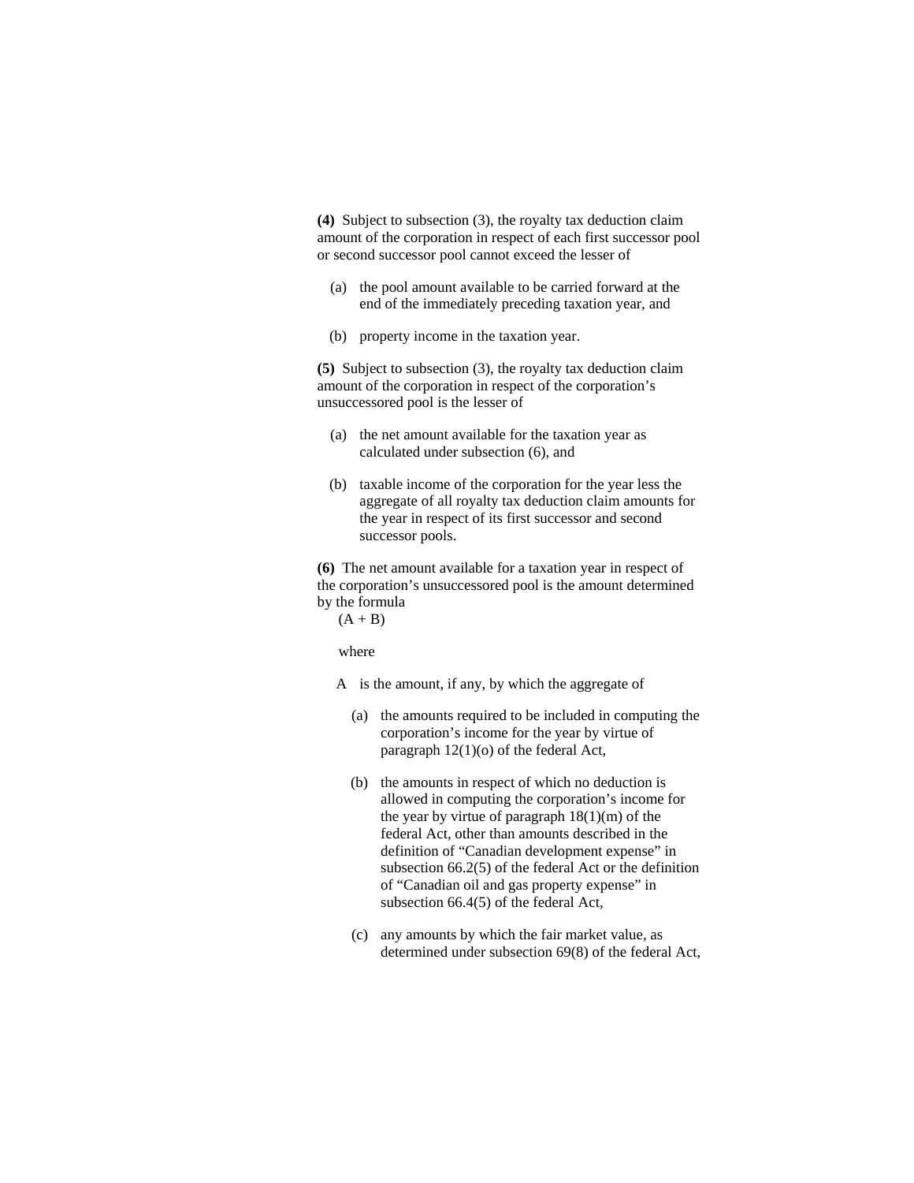**(4)** Subject to subsection (3), the royalty tax deduction claim amount of the corporation in respect of each first successor pool or second successor pool cannot exceed the lesser of

- (a) the pool amount available to be carried forward at the end of the immediately preceding taxation year, and
- (b) property income in the taxation year.

**(5)** Subject to subsection (3), the royalty tax deduction claim amount of the corporation in respect of the corporation's unsuccessored pool is the lesser of

- (a) the net amount available for the taxation year as calculated under subsection (6), and
- (b) taxable income of the corporation for the year less the aggregate of all royalty tax deduction claim amounts for the year in respect of its first successor and second successor pools.

**(6)** The net amount available for a taxation year in respect of the corporation's unsuccessored pool is the amount determined by the formula

$$(A + B)$$

where

A is the amount, if any, by which the aggregate of

- (a) the amounts required to be included in computing the corporation's income for the year by virtue of paragraph 12(1)(o) of the federal Act,
- (b) the amounts in respect of which no deduction is allowed in computing the corporation's income for the year by virtue of paragraph 18(1)(m) of the federal Act, other than amounts described in the definition of "Canadian development expense" in subsection 66.2(5) of the federal Act or the definition of "Canadian oil and gas property expense" in subsection 66.4(5) of the federal Act,
- (c) any amounts by which the fair market value, as determined under subsection 69(8) of the federal Act,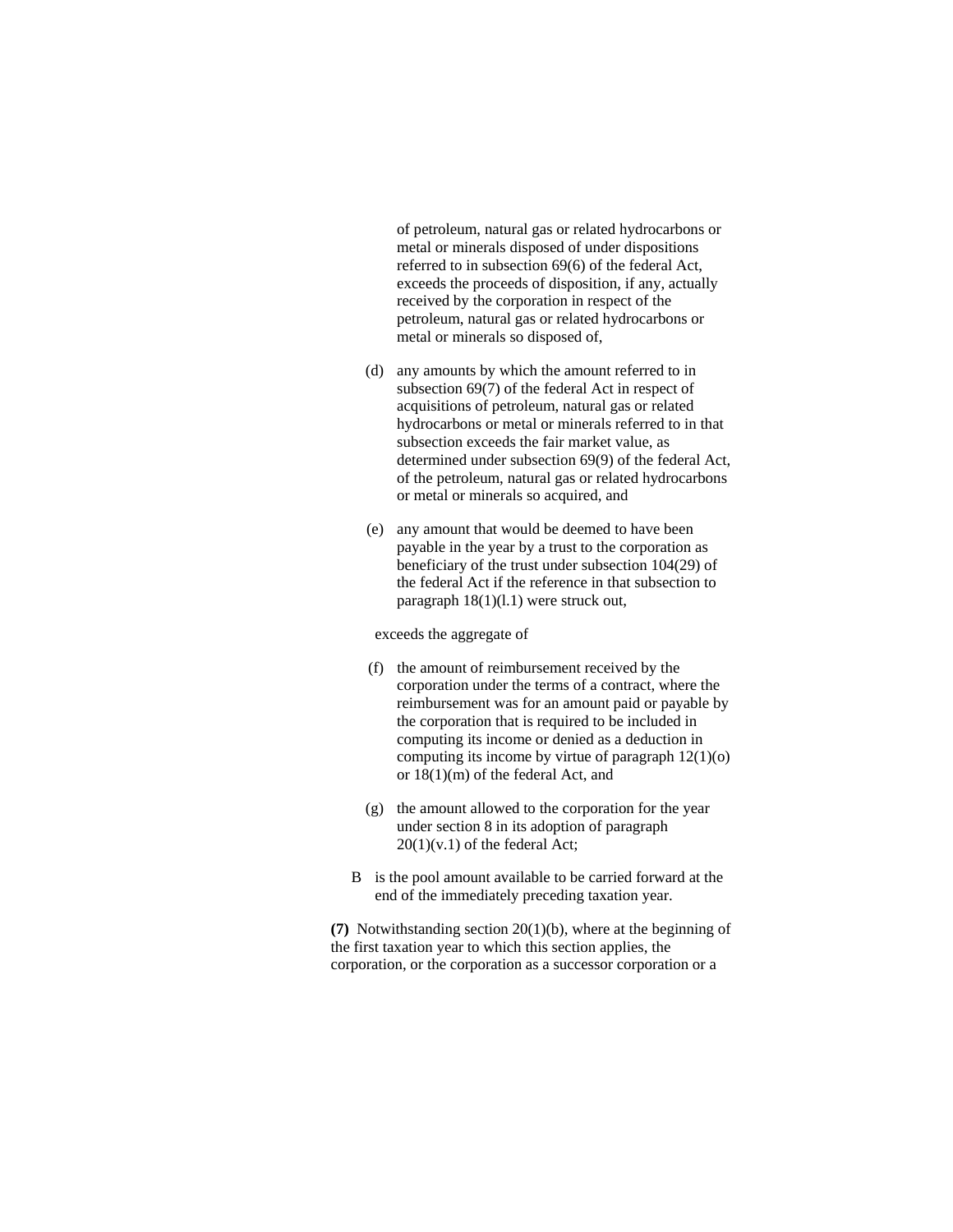of petroleum, natural gas or related hydrocarbons or metal or minerals disposed of under dispositions referred to in subsection 69(6) of the federal Act, exceeds the proceeds of disposition, if any, actually received by the corporation in respect of the petroleum, natural gas or related hydrocarbons or metal or minerals so disposed of,

(d) any amounts by which the amount referred to in subsection 69(7) of the federal Act in respect of acquisitions of petroleum, natural gas or related hydrocarbons or metal or minerals referred to in that subsection exceeds the fair market value, as determined under subsection 69(9) of the federal Act, of the petroleum, natural gas or related hydrocarbons or metal or minerals so acquired, and

(e) any amount that would be deemed to have been payable in the year by a trust to the corporation as beneficiary of the trust under subsection 104(29) of the federal Act if the reference in that subsection to paragraph 18(1)(l.1) were struck out,

exceeds the aggregate of

(f) the amount of reimbursement received by the corporation under the terms of a contract, where the reimbursement was for an amount paid or payable by the corporation that is required to be included in computing its income or denied as a deduction in computing its income by virtue of paragraph 12(1)(o) or 18(1)(m) of the federal Act, and

(g) the amount allowed to the corporation for the year under section 8 in its adoption of paragraph 20(1)(v.1) of the federal Act;

B is the pool amount available to be carried forward at the end of the immediately preceding taxation year.

**(7)** Notwithstanding section 20(1)(b), where at the beginning of the first taxation year to which this section applies, the corporation, or the corporation as a successor corporation or a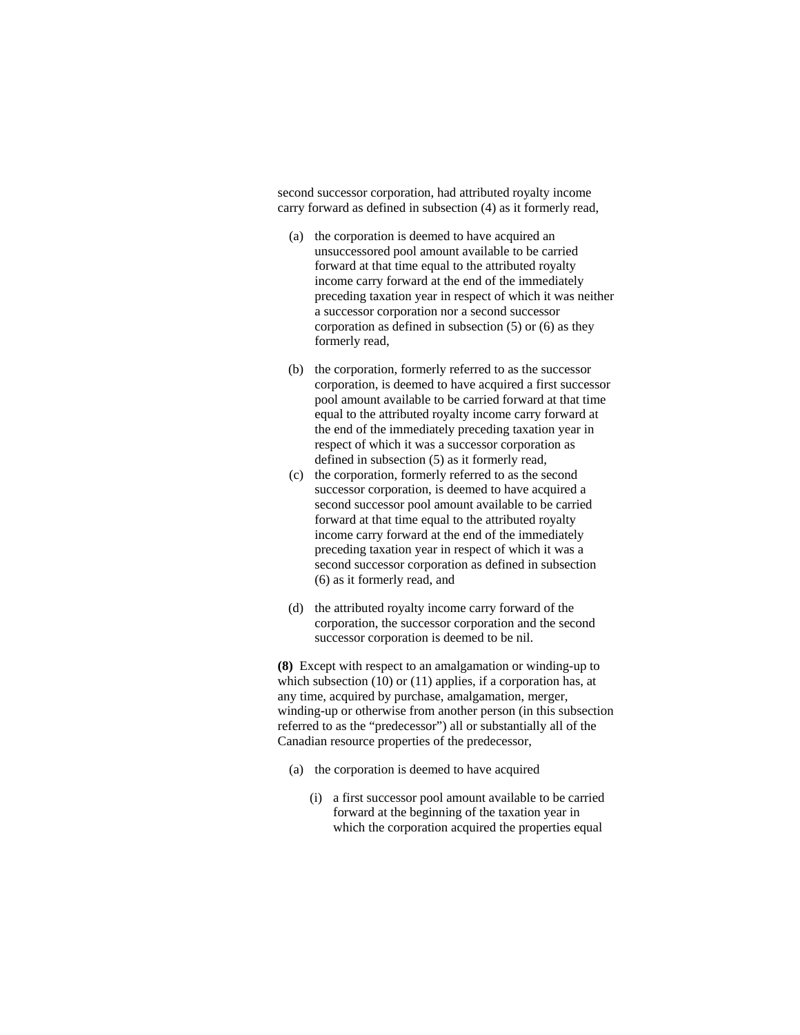second successor corporation, had attributed royalty income carry forward as defined in subsection (4) as it formerly read,

- (a) the corporation is deemed to have acquired an unsuccessored pool amount available to be carried forward at that time equal to the attributed royalty income carry forward at the end of the immediately preceding taxation year in respect of which it was neither a successor corporation nor a second successor corporation as defined in subsection (5) or (6) as they formerly read,
- (b) the corporation, formerly referred to as the successor corporation, is deemed to have acquired a first successor pool amount available to be carried forward at that time equal to the attributed royalty income carry forward at the end of the immediately preceding taxation year in respect of which it was a successor corporation as defined in subsection (5) as it formerly read,
- (c) the corporation, formerly referred to as the second successor corporation, is deemed to have acquired a second successor pool amount available to be carried forward at that time equal to the attributed royalty income carry forward at the end of the immediately preceding taxation year in respect of which it was a second successor corporation as defined in subsection (6) as it formerly read, and
- (d) the attributed royalty income carry forward of the corporation, the successor corporation and the second successor corporation is deemed to be nil.

**(8)** Except with respect to an amalgamation or winding-up to which subsection (10) or (11) applies, if a corporation has, at any time, acquired by purchase, amalgamation, merger, winding-up or otherwise from another person (in this subsection referred to as the “predecessor”) all or substantially all of the Canadian resource properties of the predecessor,

- (a) the corporation is deemed to have acquired
  - (i) a first successor pool amount available to be carried forward at the beginning of the taxation year in which the corporation acquired the properties equal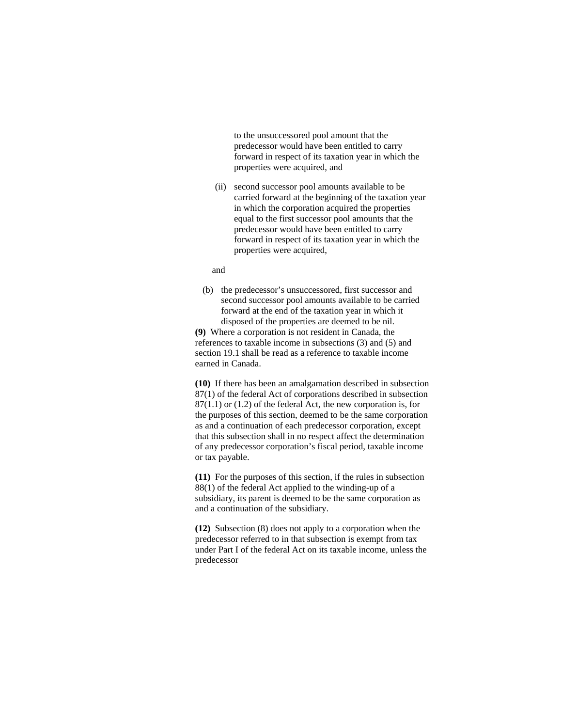to the unsuccessored pool amount that the predecessor would have been entitled to carry forward in respect of its taxation year in which the properties were acquired, and

(ii) second successor pool amounts available to be carried forward at the beginning of the taxation year in which the corporation acquired the properties equal to the first successor pool amounts that the predecessor would have been entitled to carry forward in respect of its taxation year in which the properties were acquired,

and

(b) the predecessor's unsuccessored, first successor and second successor pool amounts available to be carried forward at the end of the taxation year in which it disposed of the properties are deemed to be nil.

**(9)** Where a corporation is not resident in Canada, the references to taxable income in subsections (3) and (5) and section 19.1 shall be read as a reference to taxable income earned in Canada.

**(10)** If there has been an amalgamation described in subsection 87(1) of the federal Act of corporations described in subsection 87(1.1) or (1.2) of the federal Act, the new corporation is, for the purposes of this section, deemed to be the same corporation as and a continuation of each predecessor corporation, except that this subsection shall in no respect affect the determination of any predecessor corporation's fiscal period, taxable income or tax payable.

**(11)** For the purposes of this section, if the rules in subsection 88(1) of the federal Act applied to the winding-up of a subsidiary, its parent is deemed to be the same corporation as and a continuation of the subsidiary.

**(12)** Subsection (8) does not apply to a corporation when the predecessor referred to in that subsection is exempt from tax under Part I of the federal Act on its taxable income, unless the predecessor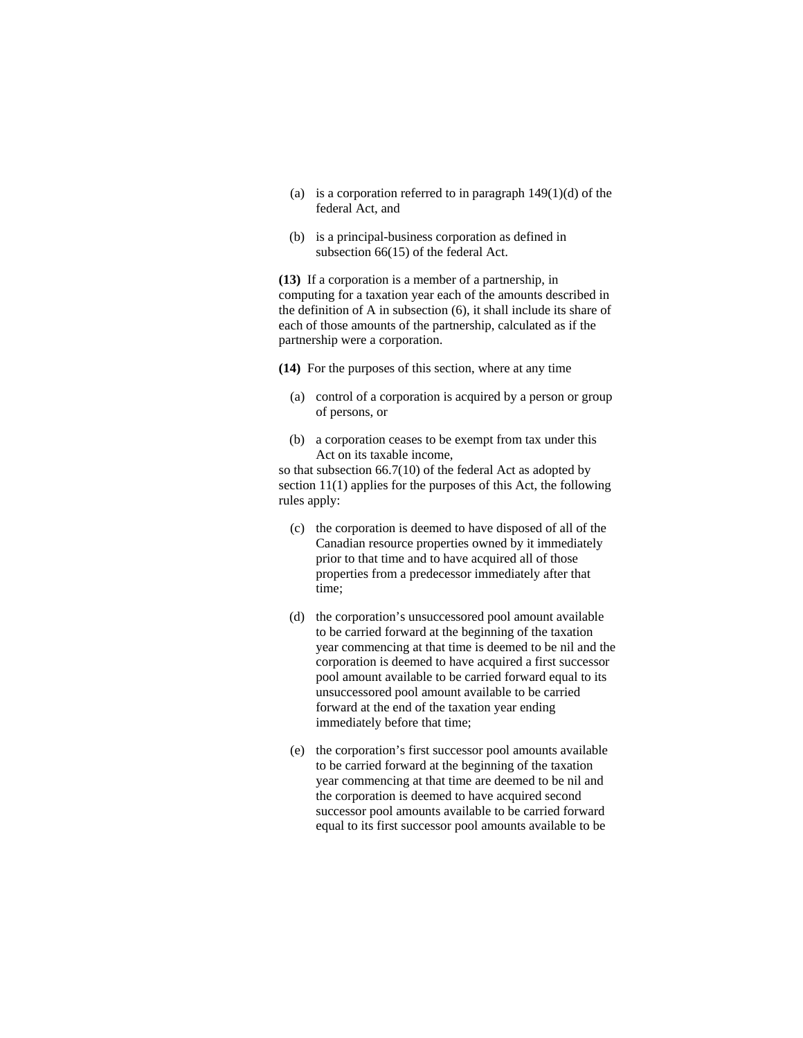(a) is a corporation referred to in paragraph 149(1)(d) of the federal Act, and

(b) is a principal-business corporation as defined in subsection 66(15) of the federal Act.

**(13)** If a corporation is a member of a partnership, in computing for a taxation year each of the amounts described in the definition of A in subsection (6), it shall include its share of each of those amounts of the partnership, calculated as if the partnership were a corporation.

**(14)** For the purposes of this section, where at any time

(a) control of a corporation is acquired by a person or group of persons, or

(b) a corporation ceases to be exempt from tax under this Act on its taxable income,

so that subsection 66.7(10) of the federal Act as adopted by section 11(1) applies for the purposes of this Act, the following rules apply:

(c) the corporation is deemed to have disposed of all of the Canadian resource properties owned by it immediately prior to that time and to have acquired all of those properties from a predecessor immediately after that time;

(d) the corporation's unsuccessored pool amount available to be carried forward at the beginning of the taxation year commencing at that time is deemed to be nil and the corporation is deemed to have acquired a first successor pool amount available to be carried forward equal to its unsuccessored pool amount available to be carried forward at the end of the taxation year ending immediately before that time;

(e) the corporation's first successor pool amounts available to be carried forward at the beginning of the taxation year commencing at that time are deemed to be nil and the corporation is deemed to have acquired second successor pool amounts available to be carried forward equal to its first successor pool amounts available to be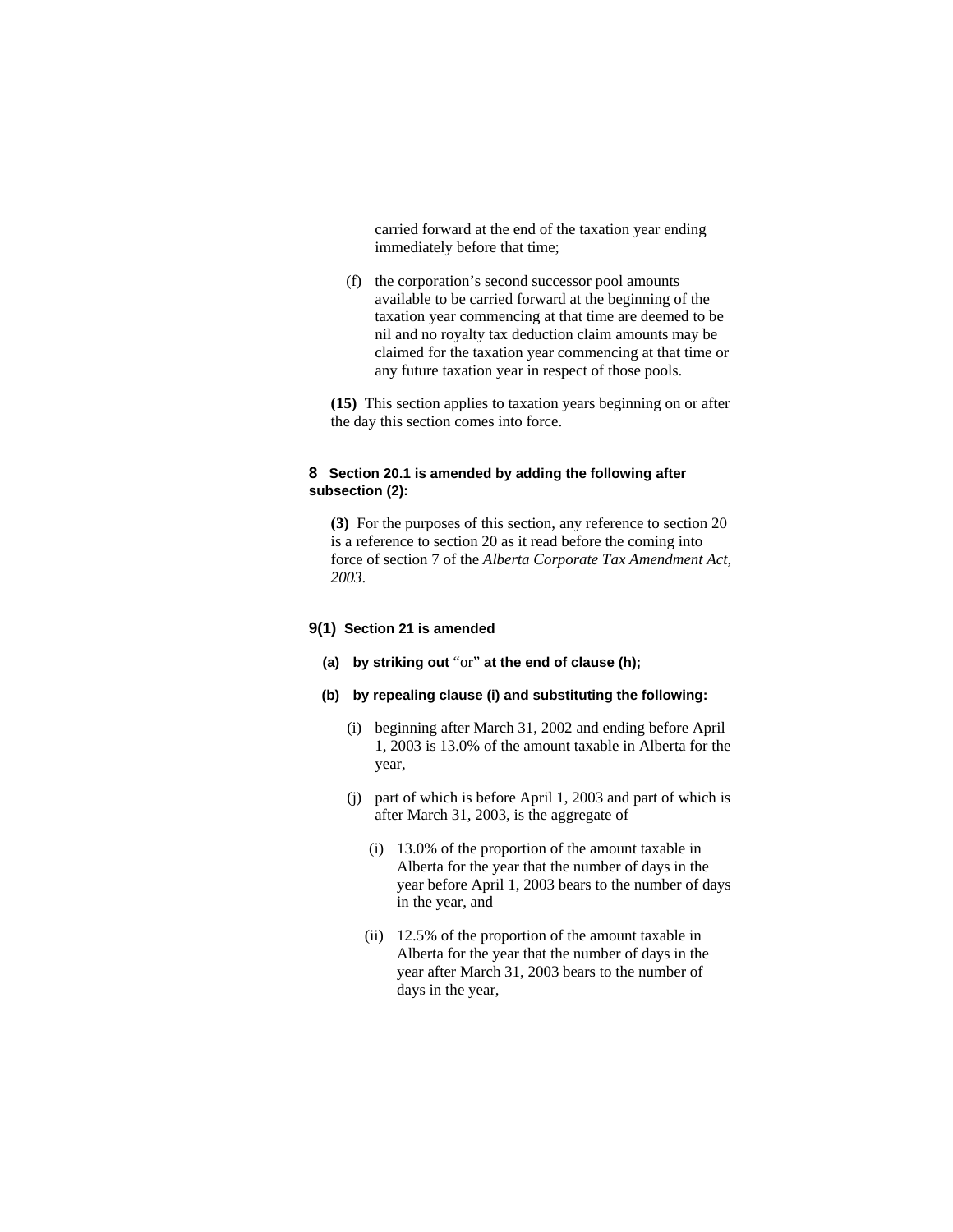carried forward at the end of the taxation year ending immediately before that time;

(f) the corporation's second successor pool amounts available to be carried forward at the beginning of the taxation year commencing at that time are deemed to be nil and no royalty tax deduction claim amounts may be claimed for the taxation year commencing at that time or any future taxation year in respect of those pools.

**(15)** This section applies to taxation years beginning on or after the day this section comes into force.

**8 Section 20.1 is amended by adding the following after subsection (2):**

**(3)** For the purposes of this section, any reference to section 20 is a reference to section 20 as it read before the coming into force of section 7 of the *Alberta Corporate Tax Amendment Act, 2003*.

**9(1) Section 21 is amended**

**(a) by striking out** "or" **at the end of clause (h);**

**(b) by repealing clause (i) and substituting the following:**

(i) beginning after March 31, 2002 and ending before April 1, 2003 is 13.0% of the amount taxable in Alberta for the year,

(j) part of which is before April 1, 2003 and part of which is after March 31, 2003, is the aggregate of

(i) 13.0% of the proportion of the amount taxable in Alberta for the year that the number of days in the year before April 1, 2003 bears to the number of days in the year, and

(ii) 12.5% of the proportion of the amount taxable in Alberta for the year that the number of days in the year after March 31, 2003 bears to the number of days in the year,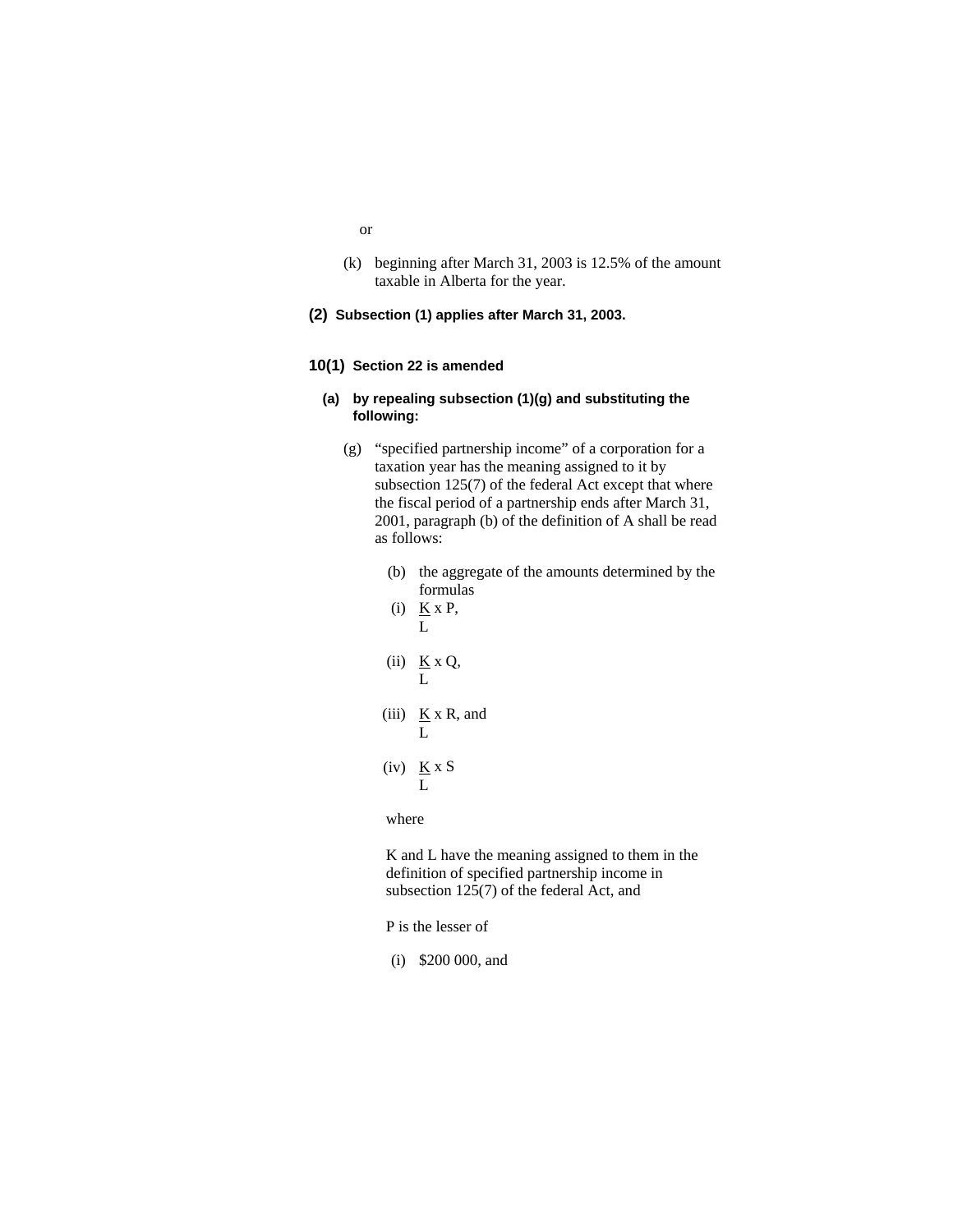or

(k) beginning after March 31, 2003 is 12.5% of the amount taxable in Alberta for the year.

**(2) Subsection (1) applies after March 31, 2003.**

**10(1) Section 22 is amended**

**(a) by repealing subsection (1)(g) and substituting the following:**

(g) "specified partnership income" of a corporation for a taxation year has the meaning assigned to it by subsection 125(7) of the federal Act except that where the fiscal period of a partnership ends after March 31, 2001, paragraph (b) of the definition of A shall be read as follows:

(b) the aggregate of the amounts determined by the formulas

(i) $\frac{K}{L} \times P$,

(ii) $\frac{K}{L} \times Q$,

(iii) $\frac{K}{L} \times R$, and

(iv) $\frac{K}{L} \times S$

where

K and L have the meaning assigned to them in the definition of specified partnership income in subsection 125(7) of the federal Act, and

P is the lesser of

(i) $200 000, and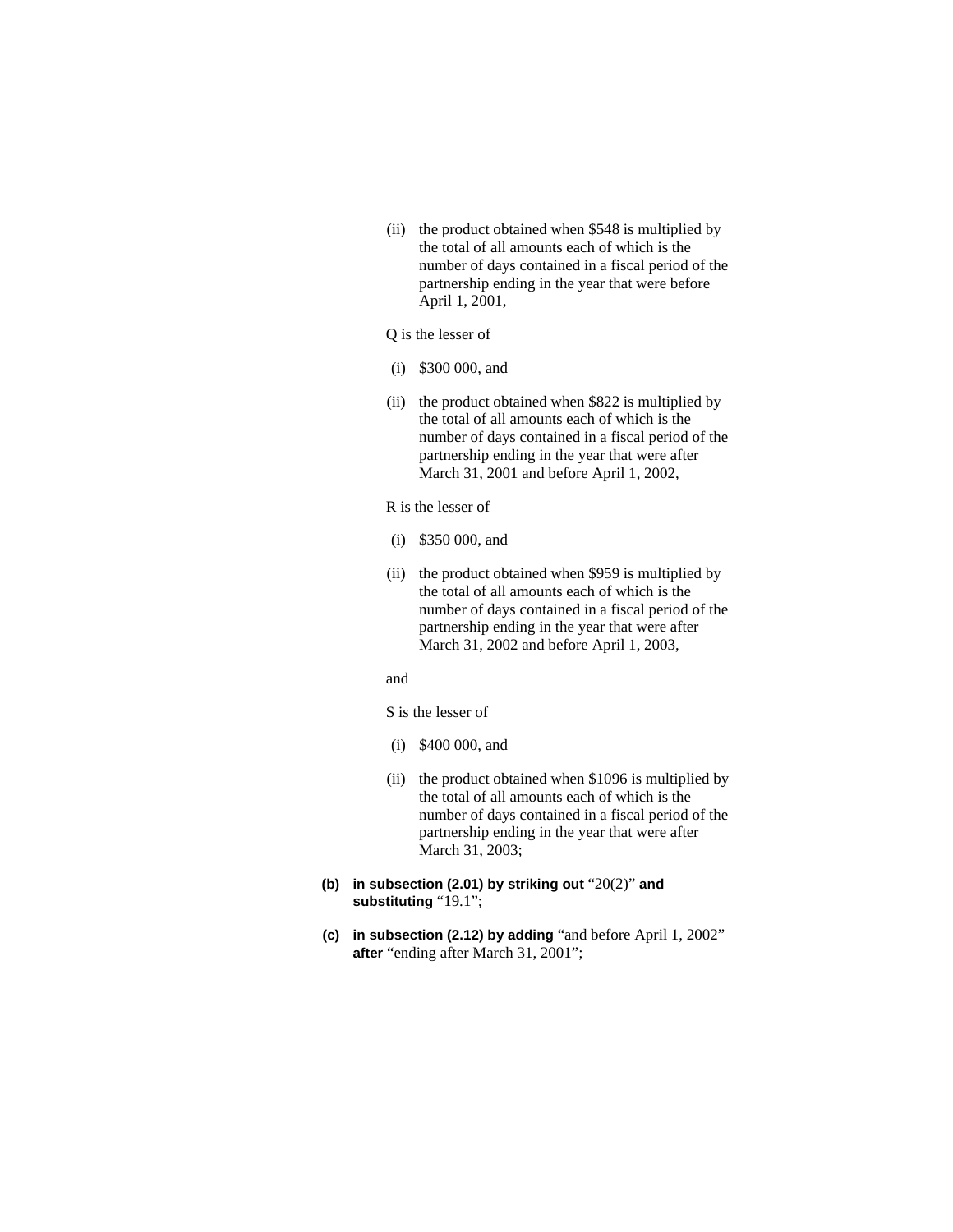(ii) the product obtained when $548 is multiplied by the total of all amounts each of which is the number of days contained in a fiscal period of the partnership ending in the year that were before April 1, 2001,

Q is the lesser of

(i) $300 000, and

(ii) the product obtained when $822 is multiplied by the total of all amounts each of which is the number of days contained in a fiscal period of the partnership ending in the year that were after March 31, 2001 and before April 1, 2002,

R is the lesser of

(i) $350 000, and

(ii) the product obtained when $959 is multiplied by the total of all amounts each of which is the number of days contained in a fiscal period of the partnership ending in the year that were after March 31, 2002 and before April 1, 2003,

and

S is the lesser of

(i) $400 000, and

(ii) the product obtained when $1096 is multiplied by the total of all amounts each of which is the number of days contained in a fiscal period of the partnership ending in the year that were after March 31, 2003;

**(b) in subsection (2.01) by striking out** "20(2)" **and substituting** "19.1";

**(c) in subsection (2.12) by adding** "and before April 1, 2002" **after** "ending after March 31, 2001";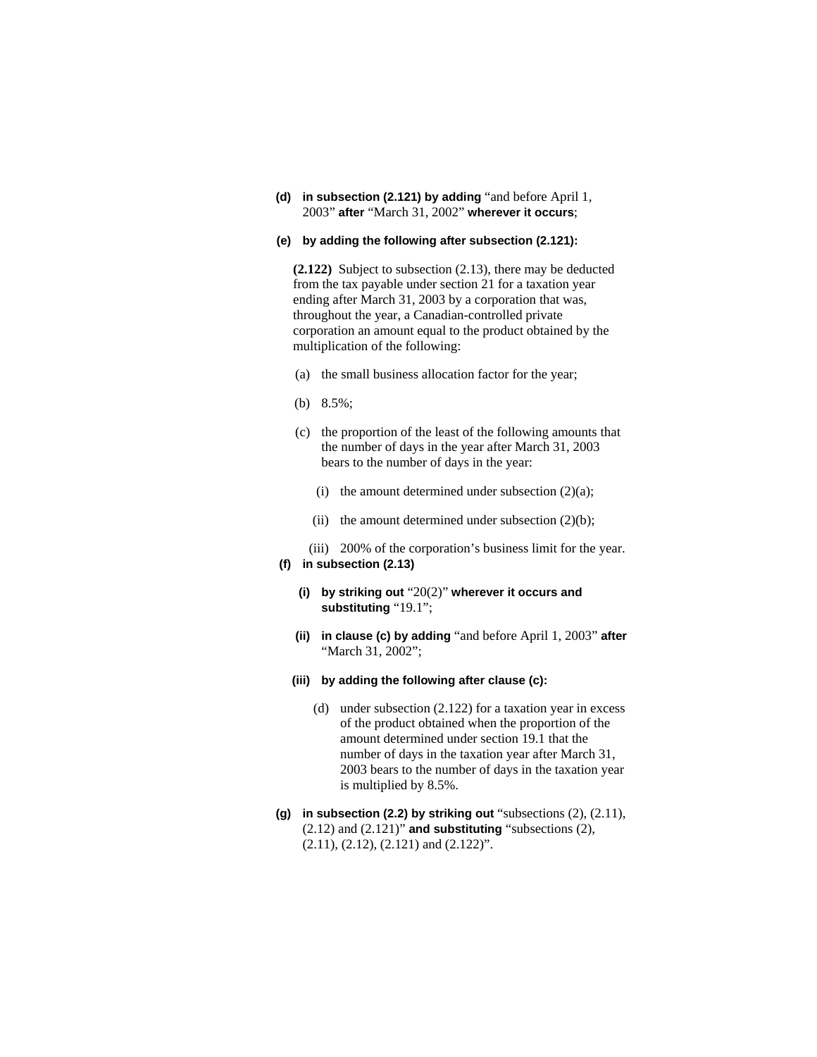**(d)** **in subsection (2.121) by adding** "and before April 1, 2003" **after** "March 31, 2002" **wherever it occurs**;

**(e)** **by adding the following after subsection (2.121):**

**(2.122)** Subject to subsection (2.13), there may be deducted from the tax payable under section 21 for a taxation year ending after March 31, 2003 by a corporation that was, throughout the year, a Canadian-controlled private corporation an amount equal to the product obtained by the multiplication of the following:

(a) the small business allocation factor for the year;

(b) 8.5%;

(c) the proportion of the least of the following amounts that the number of days in the year after March 31, 2003 bears to the number of days in the year:

(i) the amount determined under subsection (2)(a);

(ii) the amount determined under subsection (2)(b);

(iii) 200% of the corporation's business limit for the year.

**(f)** **in subsection (2.13)**

**(i)** **by striking out** "20(2)" **wherever it occurs and substituting** "19.1";

**(ii)** **in clause (c) by adding** "and before April 1, 2003" **after** "March 31, 2002";

**(iii)** **by adding the following after clause (c):**

(d) under subsection (2.122) for a taxation year in excess of the product obtained when the proportion of the amount determined under section 19.1 that the number of days in the taxation year after March 31, 2003 bears to the number of days in the taxation year is multiplied by 8.5%.

**(g)** **in subsection (2.2) by striking out** "subsections (2), (2.11), (2.12) and (2.121)" **and substituting** "subsections (2), (2.11), (2.12), (2.121) and (2.122)".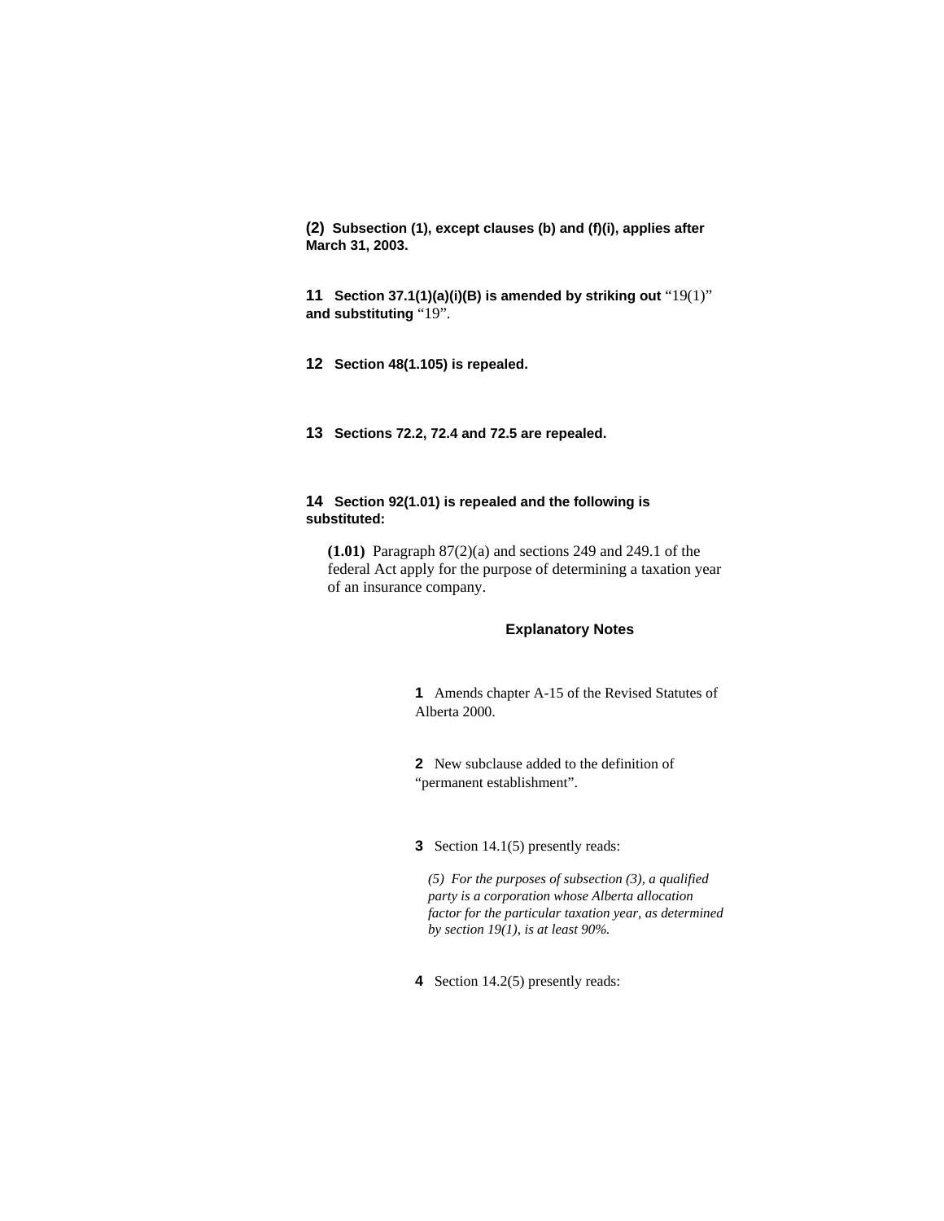**(2)** **Subsection (1), except clauses (b) and (f)(i), applies after March 31, 2003.**

**11** **Section 37.1(1)(a)(i)(B) is amended by striking out** “19(1)” **and substituting** “19”.

**12** **Section 48(1.105) is repealed.**

**13** **Sections 72.2, 72.4 and 72.5 are repealed.**

**14** **Section 92(1.01) is repealed and the following is substituted:**

> **(1.01)** Paragraph 87(2)(a) and sections 249 and 249.1 of the federal Act apply for the purpose of determining a taxation year of an insurance company.

### Explanatory Notes

**1** Amends chapter A-15 of the Revised Statutes of Alberta 2000.

**2** New subclause added to the definition of “permanent establishment”.

**3** Section 14.1(5) presently reads:

> *(5) For the purposes of subsection (3), a qualified party is a corporation whose Alberta allocation factor for the particular taxation year, as determined by section 19(1), is at least 90%.*

**4** Section 14.2(5) presently reads: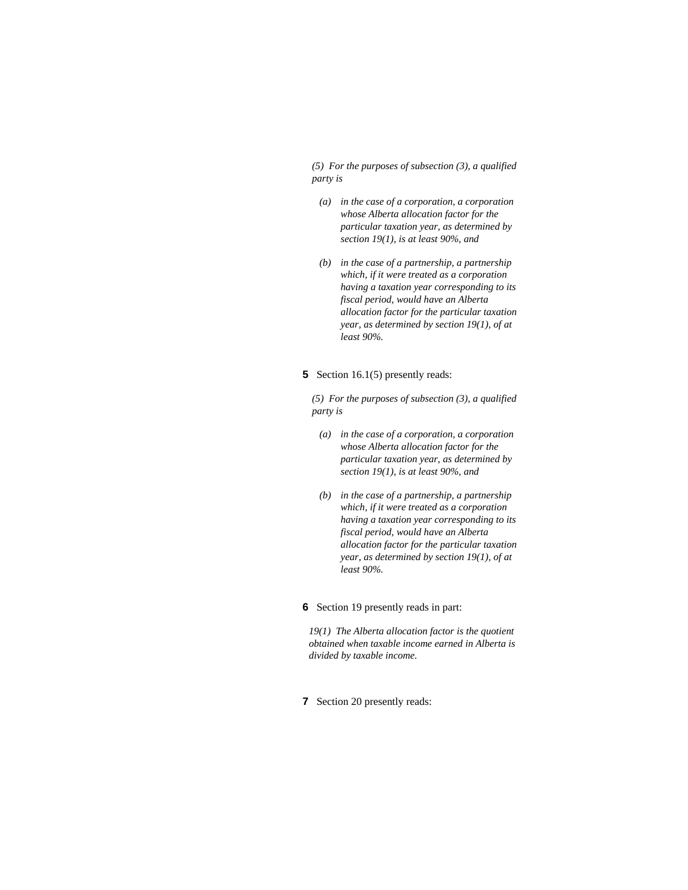*(5) For the purposes of subsection (3), a qualified party is*

- *(a) in the case of a corporation, a corporation whose Alberta allocation factor for the particular taxation year, as determined by section 19(1), is at least 90%, and*

- *(b) in the case of a partnership, a partnership which, if it were treated as a corporation having a taxation year corresponding to its fiscal period, would have an Alberta allocation factor for the particular taxation year, as determined by section 19(1), of at least 90%.*

**5** Section 16.1(5) presently reads:

*(5) For the purposes of subsection (3), a qualified party is*

- *(a) in the case of a corporation, a corporation whose Alberta allocation factor for the particular taxation year, as determined by section 19(1), is at least 90%, and*

- *(b) in the case of a partnership, a partnership which, if it were treated as a corporation having a taxation year corresponding to its fiscal period, would have an Alberta allocation factor for the particular taxation year, as determined by section 19(1), of at least 90%.*

**6** Section 19 presently reads in part:

*19(1) The Alberta allocation factor is the quotient obtained when taxable income earned in Alberta is divided by taxable income.*

**7** Section 20 presently reads: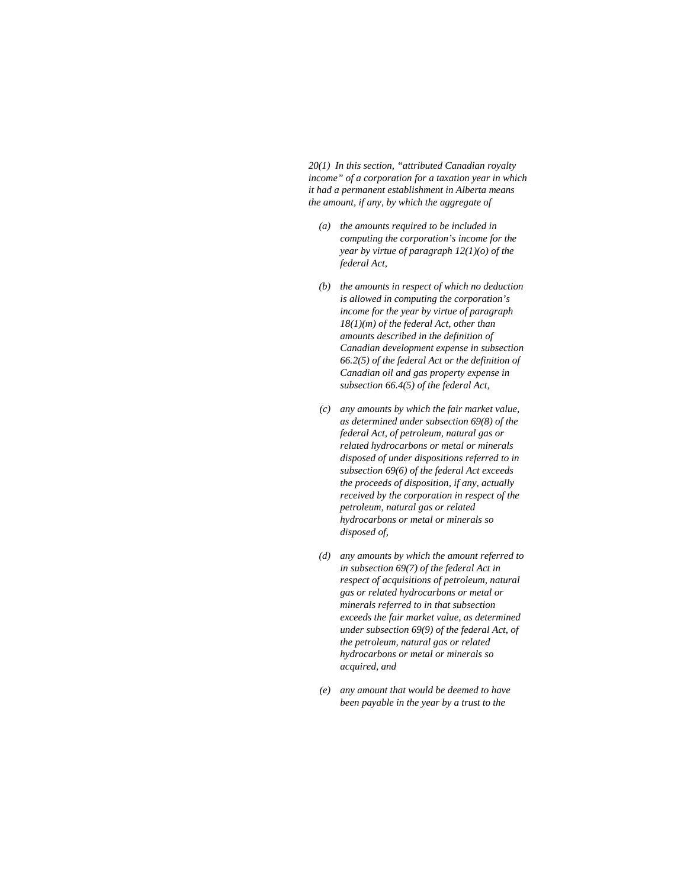*20(1) In this section, "attributed Canadian royalty income" of a corporation for a taxation year in which it had a permanent establishment in Alberta means the amount, if any, by which the aggregate of*

- *(a) the amounts required to be included in computing the corporation's income for the year by virtue of paragraph 12(1)(o) of the federal Act,*

- *(b) the amounts in respect of which no deduction is allowed in computing the corporation's income for the year by virtue of paragraph 18(1)(m) of the federal Act, other than amounts described in the definition of Canadian development expense in subsection 66.2(5) of the federal Act or the definition of Canadian oil and gas property expense in subsection 66.4(5) of the federal Act,*

- *(c) any amounts by which the fair market value, as determined under subsection 69(8) of the federal Act, of petroleum, natural gas or related hydrocarbons or metal or minerals disposed of under dispositions referred to in subsection 69(6) of the federal Act exceeds the proceeds of disposition, if any, actually received by the corporation in respect of the petroleum, natural gas or related hydrocarbons or metal or minerals so disposed of,*

- *(d) any amounts by which the amount referred to in subsection 69(7) of the federal Act in respect of acquisitions of petroleum, natural gas or related hydrocarbons or metal or minerals referred to in that subsection exceeds the fair market value, as determined under subsection 69(9) of the federal Act, of the petroleum, natural gas or related hydrocarbons or metal or minerals so acquired, and*

- *(e) any amount that would be deemed to have been payable in the year by a trust to the*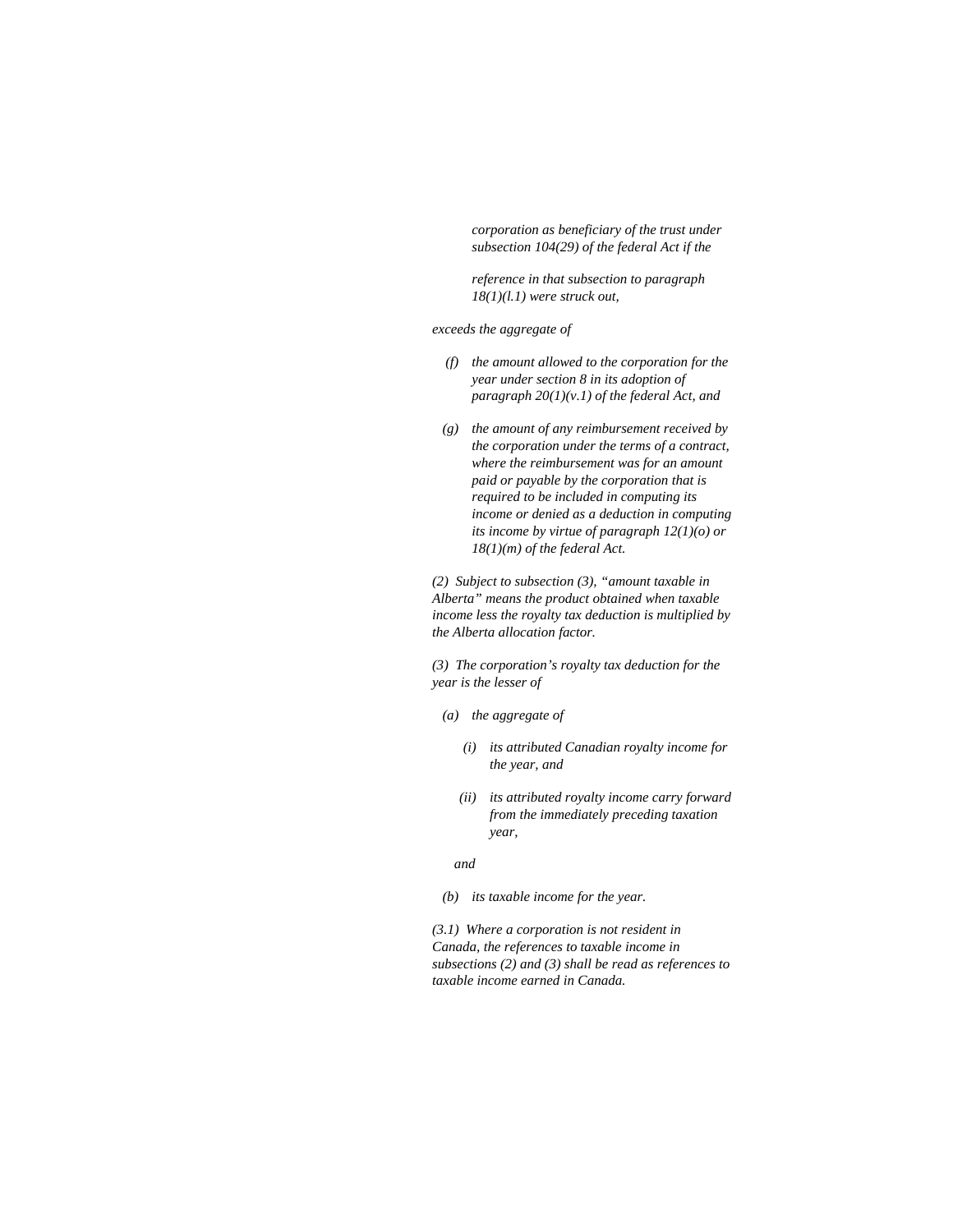*corporation as beneficiary of the trust under subsection 104(29) of the federal Act if the reference in that subsection to paragraph 18(1)(l.1) were struck out,*

*exceeds the aggregate of*

- *(f) the amount allowed to the corporation for the year under section 8 in its adoption of paragraph 20(1)(v.1) of the federal Act, and*

- *(g) the amount of any reimbursement received by the corporation under the terms of a contract, where the reimbursement was for an amount paid or payable by the corporation that is required to be included in computing its income or denied as a deduction in computing its income by virtue of paragraph 12(1)(o) or 18(1)(m) of the federal Act.*

*(2) Subject to subsection (3), "amount taxable in Alberta" means the product obtained when taxable income less the royalty tax deduction is multiplied by the Alberta allocation factor.*

*(3) The corporation's royalty tax deduction for the year is the lesser of*

- *(a) the aggregate of*
  - *(i) its attributed Canadian royalty income for the year, and*
  - *(ii) its attributed royalty income carry forward from the immediately preceding taxation year,*

  *and*

- *(b) its taxable income for the year.*

*(3.1) Where a corporation is not resident in Canada, the references to taxable income in subsections (2) and (3) shall be read as references to taxable income earned in Canada.*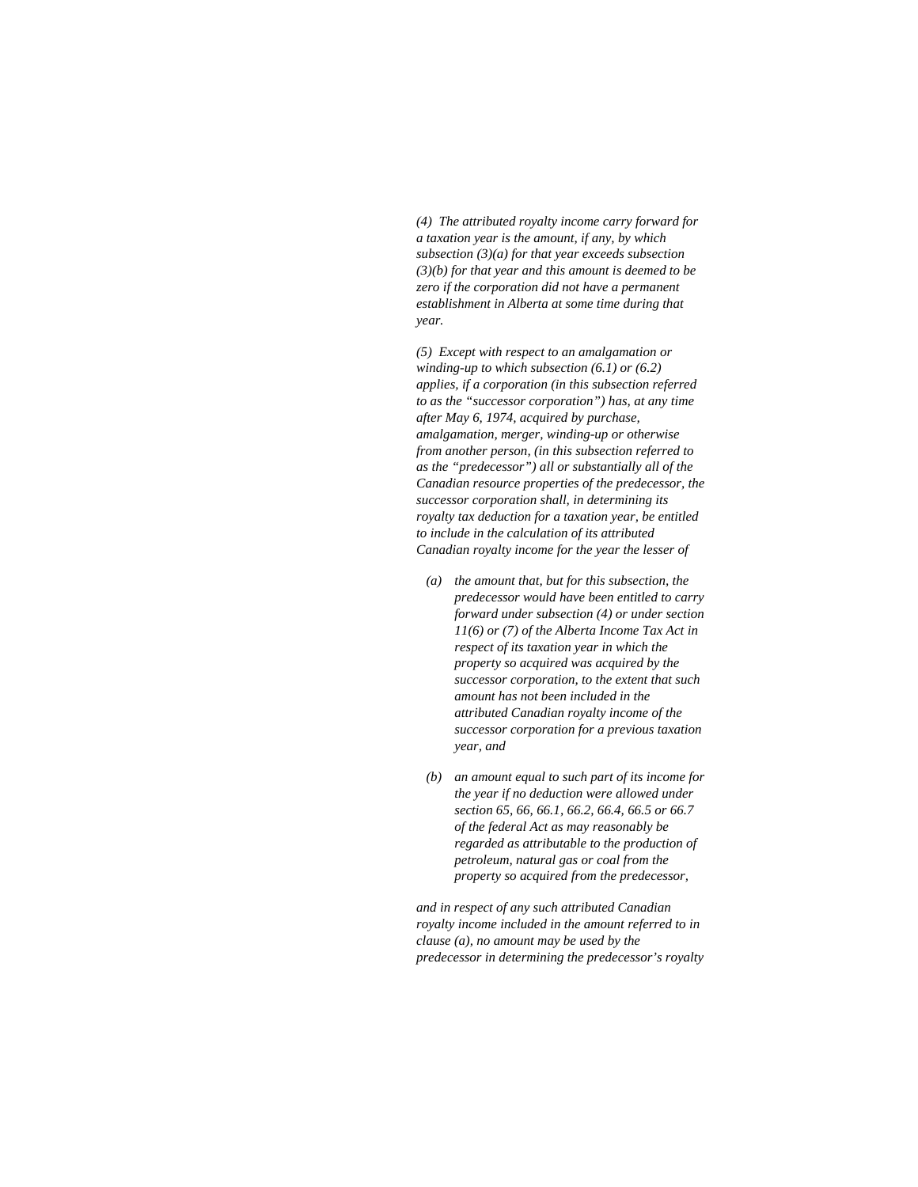*(4) The attributed royalty income carry forward for a taxation year is the amount, if any, by which subsection (3)(a) for that year exceeds subsection (3)(b) for that year and this amount is deemed to be zero if the corporation did not have a permanent establishment in Alberta at some time during that year.*

*(5) Except with respect to an amalgamation or winding-up to which subsection (6.1) or (6.2) applies, if a corporation (in this subsection referred to as the "successor corporation") has, at any time after May 6, 1974, acquired by purchase, amalgamation, merger, winding-up or otherwise from another person, (in this subsection referred to as the "predecessor") all or substantially all of the Canadian resource properties of the predecessor, the successor corporation shall, in determining its royalty tax deduction for a taxation year, be entitled to include in the calculation of its attributed Canadian royalty income for the year the lesser of*

- *(a) the amount that, but for this subsection, the predecessor would have been entitled to carry forward under subsection (4) or under section 11(6) or (7) of the Alberta Income Tax Act in respect of its taxation year in which the property so acquired was acquired by the successor corporation, to the extent that such amount has not been included in the attributed Canadian royalty income of the successor corporation for a previous taxation year, and*

- *(b) an amount equal to such part of its income for the year if no deduction were allowed under section 65, 66, 66.1, 66.2, 66.4, 66.5 or 66.7 of the federal Act as may reasonably be regarded as attributable to the production of petroleum, natural gas or coal from the property so acquired from the predecessor,*

*and in respect of any such attributed Canadian royalty income included in the amount referred to in clause (a), no amount may be used by the predecessor in determining the predecessor's royalty*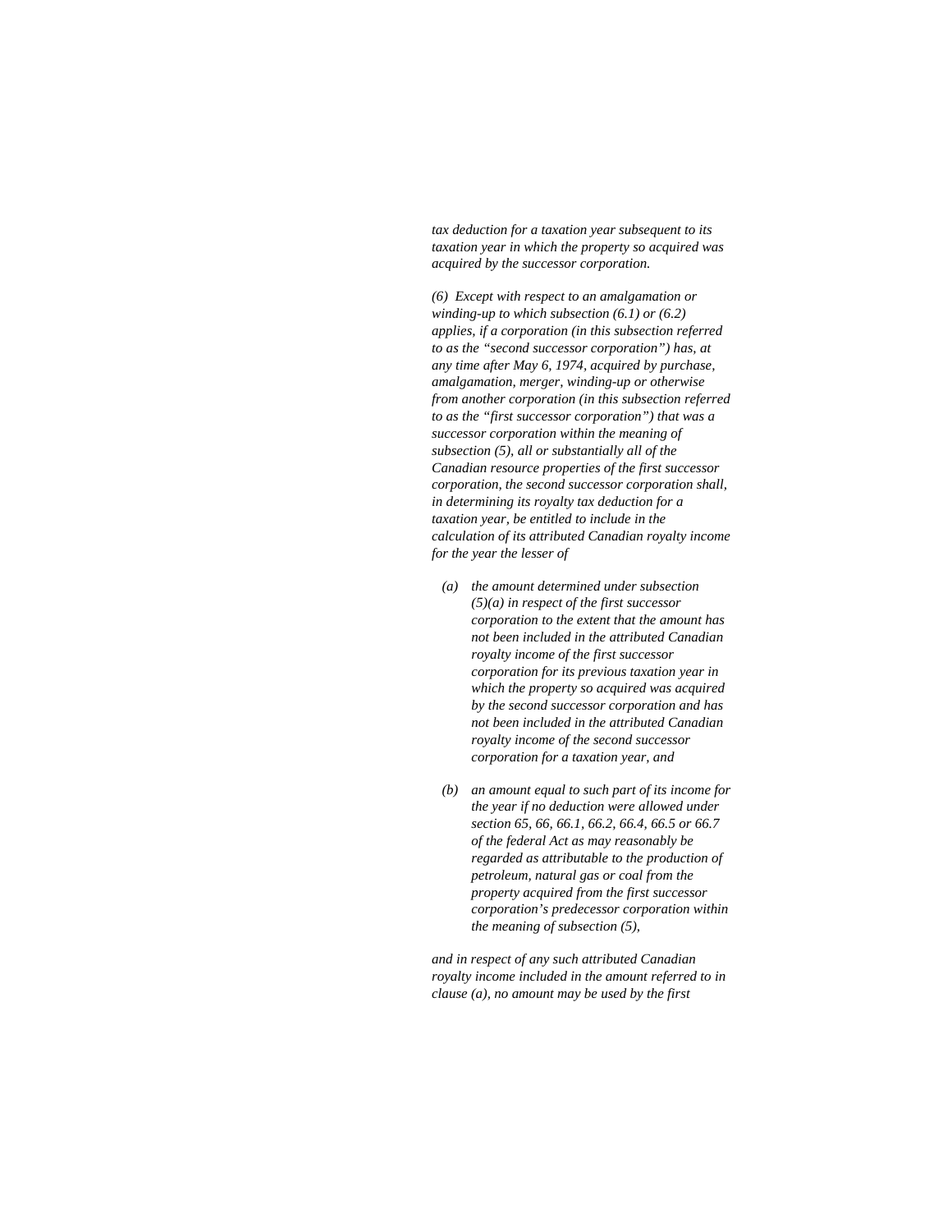*tax deduction for a taxation year subsequent to its taxation year in which the property so acquired was acquired by the successor corporation.*

*(6) Except with respect to an amalgamation or winding-up to which subsection (6.1) or (6.2) applies, if a corporation (in this subsection referred to as the "second successor corporation") has, at any time after May 6, 1974, acquired by purchase, amalgamation, merger, winding-up or otherwise from another corporation (in this subsection referred to as the "first successor corporation") that was a successor corporation within the meaning of subsection (5), all or substantially all of the Canadian resource properties of the first successor corporation, the second successor corporation shall, in determining its royalty tax deduction for a taxation year, be entitled to include in the calculation of its attributed Canadian royalty income for the year the lesser of*

- *(a) the amount determined under subsection (5)(a) in respect of the first successor corporation to the extent that the amount has not been included in the attributed Canadian royalty income of the first successor corporation for its previous taxation year in which the property so acquired was acquired by the second successor corporation and has not been included in the attributed Canadian royalty income of the second successor corporation for a taxation year, and*

- *(b) an amount equal to such part of its income for the year if no deduction were allowed under section 65, 66, 66.1, 66.2, 66.4, 66.5 or 66.7 of the federal Act as may reasonably be regarded as attributable to the production of petroleum, natural gas or coal from the property acquired from the first successor corporation's predecessor corporation within the meaning of subsection (5),*

*and in respect of any such attributed Canadian royalty income included in the amount referred to in clause (a), no amount may be used by the first*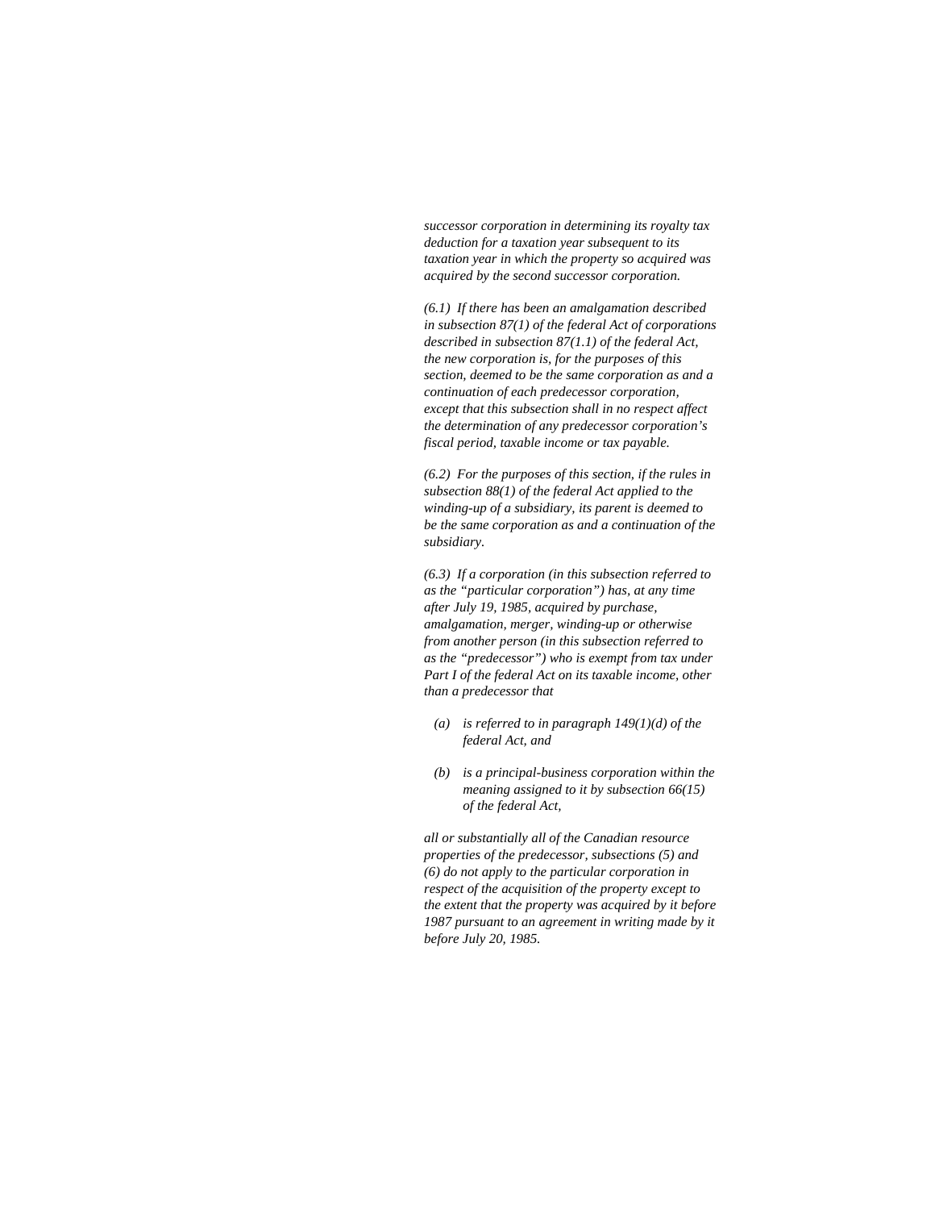*successor corporation in determining its royalty tax deduction for a taxation year subsequent to its taxation year in which the property so acquired was acquired by the second successor corporation.*

*(6.1) If there has been an amalgamation described in subsection 87(1) of the federal Act of corporations described in subsection 87(1.1) of the federal Act, the new corporation is, for the purposes of this section, deemed to be the same corporation as and a continuation of each predecessor corporation, except that this subsection shall in no respect affect the determination of any predecessor corporation's fiscal period, taxable income or tax payable.*

*(6.2) For the purposes of this section, if the rules in subsection 88(1) of the federal Act applied to the winding-up of a subsidiary, its parent is deemed to be the same corporation as and a continuation of the subsidiary.*

*(6.3) If a corporation (in this subsection referred to as the "particular corporation") has, at any time after July 19, 1985, acquired by purchase, amalgamation, merger, winding-up or otherwise from another person (in this subsection referred to as the "predecessor") who is exempt from tax under Part I of the federal Act on its taxable income, other than a predecessor that*

- *(a) is referred to in paragraph 149(1)(d) of the federal Act, and*
- *(b) is a principal-business corporation within the meaning assigned to it by subsection 66(15) of the federal Act,*

*all or substantially all of the Canadian resource properties of the predecessor, subsections (5) and (6) do not apply to the particular corporation in respect of the acquisition of the property except to the extent that the property was acquired by it before 1987 pursuant to an agreement in writing made by it before July 20, 1985.*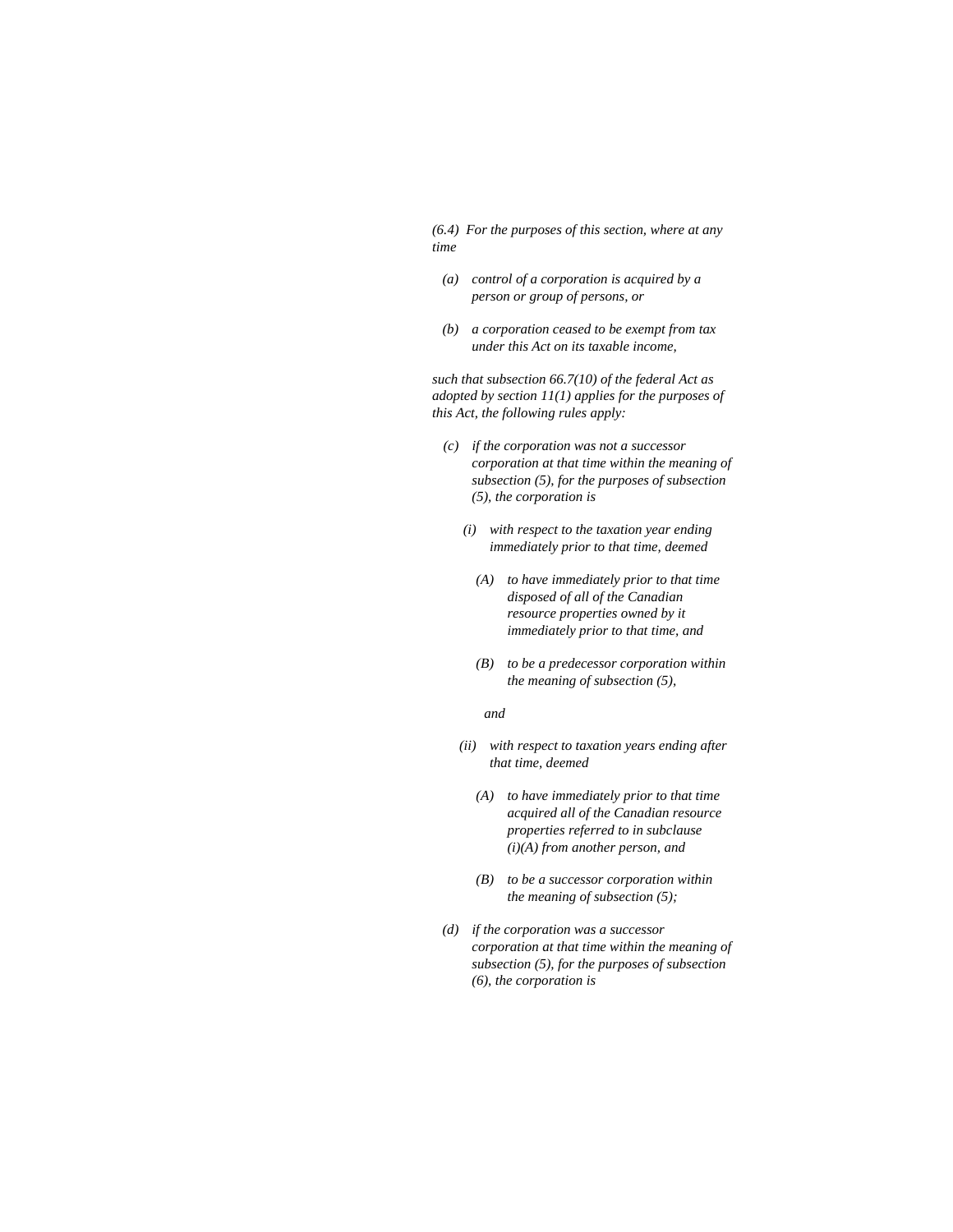*(6.4) For the purposes of this section, where at any time*

*(a) control of a corporation is acquired by a person or group of persons, or*

*(b) a corporation ceased to be exempt from tax under this Act on its taxable income,*

*such that subsection 66.7(10) of the federal Act as adopted by section 11(1) applies for the purposes of this Act, the following rules apply:*

*(c) if the corporation was not a successor corporation at that time within the meaning of subsection (5), for the purposes of subsection (5), the corporation is*

*(i) with respect to the taxation year ending immediately prior to that time, deemed*

*(A) to have immediately prior to that time disposed of all of the Canadian resource properties owned by it immediately prior to that time, and*

*(B) to be a predecessor corporation within the meaning of subsection (5),*

*and*

*(ii) with respect to taxation years ending after that time, deemed*

*(A) to have immediately prior to that time acquired all of the Canadian resource properties referred to in subclause (i)(A) from another person, and*

*(B) to be a successor corporation within the meaning of subsection (5);*

*(d) if the corporation was a successor corporation at that time within the meaning of subsection (5), for the purposes of subsection (6), the corporation is*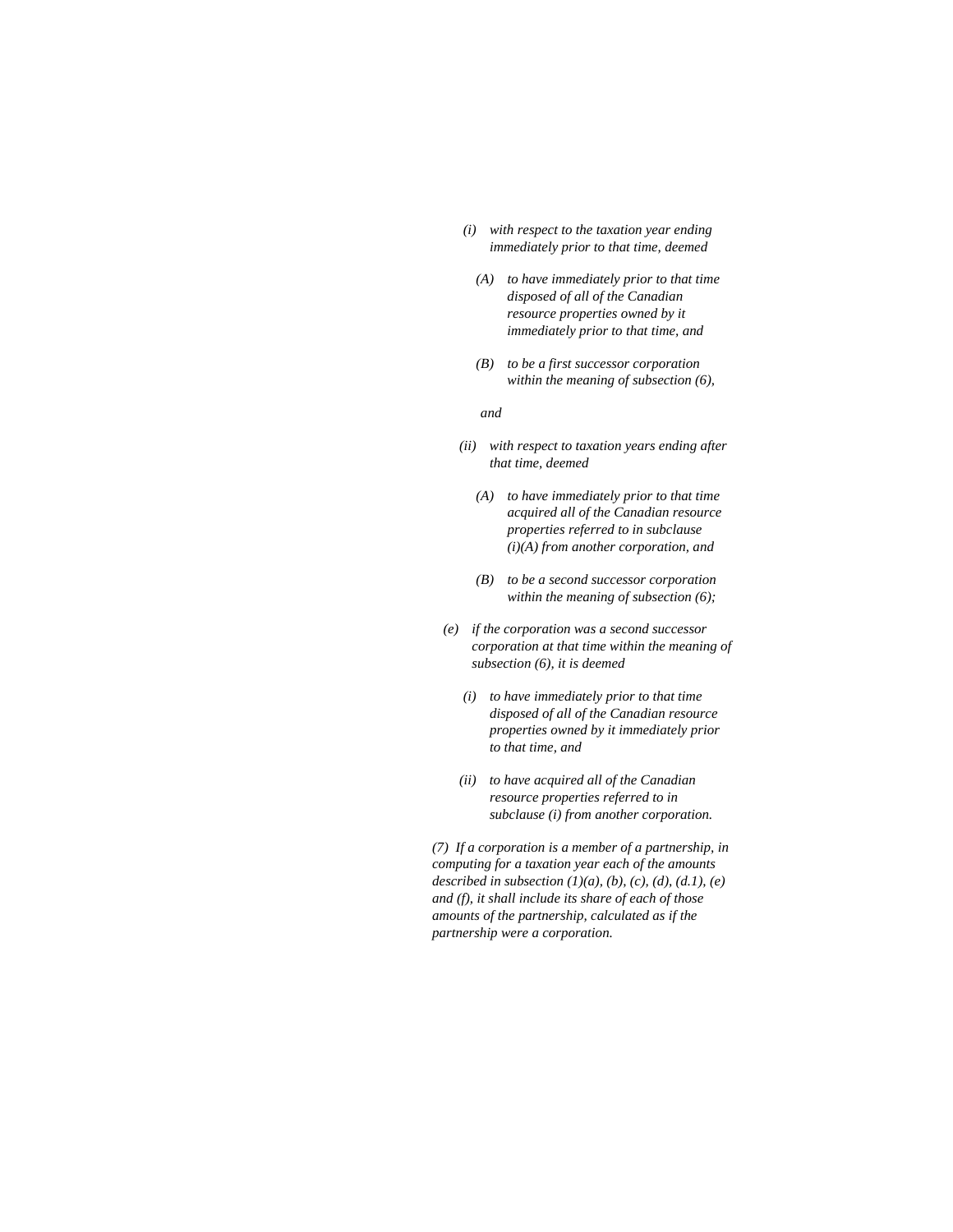*(i) with respect to the taxation year ending immediately prior to that time, deemed*

*(A) to have immediately prior to that time disposed of all of the Canadian resource properties owned by it immediately prior to that time, and*

*(B) to be a first successor corporation within the meaning of subsection (6),*

*and*

*(ii) with respect to taxation years ending after that time, deemed*

*(A) to have immediately prior to that time acquired all of the Canadian resource properties referred to in subclause (i)(A) from another corporation, and*

*(B) to be a second successor corporation within the meaning of subsection (6);*

*(e) if the corporation was a second successor corporation at that time within the meaning of subsection (6), it is deemed*

*(i) to have immediately prior to that time disposed of all of the Canadian resource properties owned by it immediately prior to that time, and*

*(ii) to have acquired all of the Canadian resource properties referred to in subclause (i) from another corporation.*

*(7) If a corporation is a member of a partnership, in computing for a taxation year each of the amounts described in subsection (1)(a), (b), (c), (d), (d.1), (e) and (f), it shall include its share of each of those amounts of the partnership, calculated as if the partnership were a corporation.*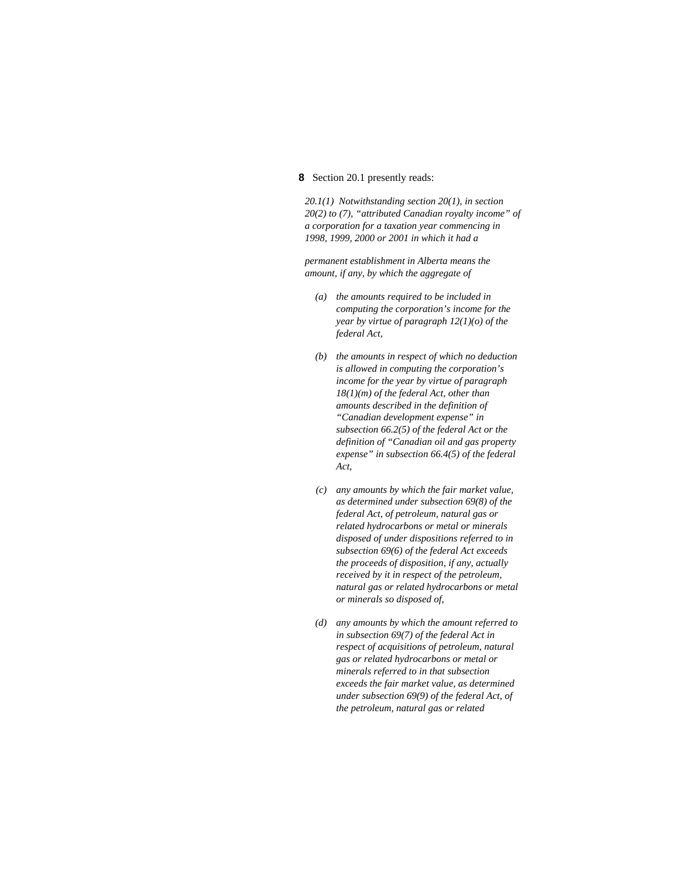**8** Section 20.1 presently reads:

*20.1(1) Notwithstanding section 20(1), in section 20(2) to (7), "attributed Canadian royalty income" of a corporation for a taxation year commencing in 1998, 1999, 2000 or 2001 in which it had a*

*permanent establishment in Alberta means the amount, if any, by which the aggregate of*

*(a) the amounts required to be included in computing the corporation's income for the year by virtue of paragraph 12(1)(o) of the federal Act,*

*(b) the amounts in respect of which no deduction is allowed in computing the corporation's income for the year by virtue of paragraph 18(1)(m) of the federal Act, other than amounts described in the definition of "Canadian development expense" in subsection 66.2(5) of the federal Act or the definition of "Canadian oil and gas property expense" in subsection 66.4(5) of the federal Act,*

*(c) any amounts by which the fair market value, as determined under subsection 69(8) of the federal Act, of petroleum, natural gas or related hydrocarbons or metal or minerals disposed of under dispositions referred to in subsection 69(6) of the federal Act exceeds the proceeds of disposition, if any, actually received by it in respect of the petroleum, natural gas or related hydrocarbons or metal or minerals so disposed of,*

*(d) any amounts by which the amount referred to in subsection 69(7) of the federal Act in respect of acquisitions of petroleum, natural gas or related hydrocarbons or metal or minerals referred to in that subsection exceeds the fair market value, as determined under subsection 69(9) of the federal Act, of the petroleum, natural gas or related*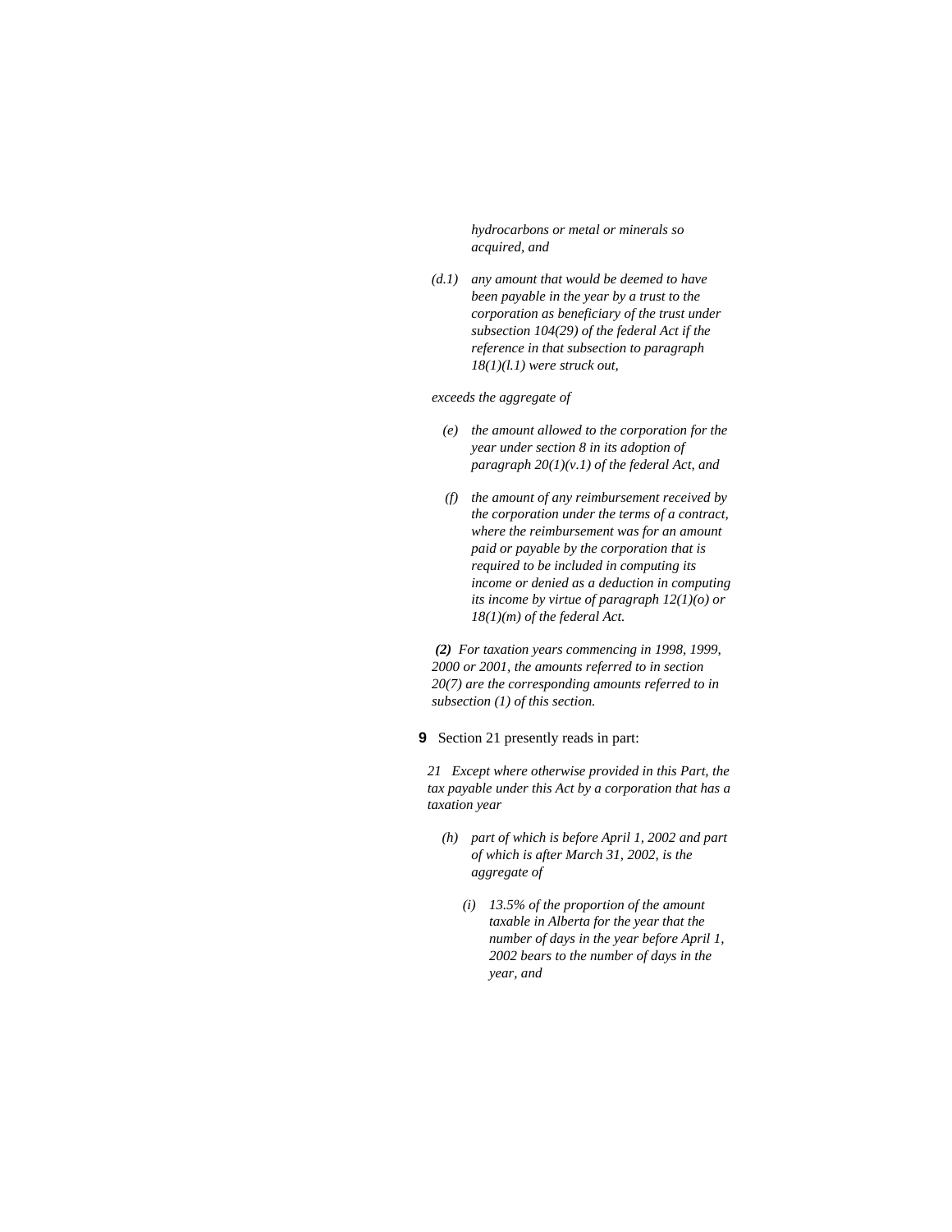*hydrocarbons or metal or minerals so acquired, and*

*(d.1) any amount that would be deemed to have been payable in the year by a trust to the corporation as beneficiary of the trust under subsection 104(29) of the federal Act if the reference in that subsection to paragraph 18(1)(l.1) were struck out,*

*exceeds the aggregate of*

*(e) the amount allowed to the corporation for the year under section 8 in its adoption of paragraph 20(1)(v.1) of the federal Act, and*

*(f) the amount of any reimbursement received by the corporation under the terms of a contract, where the reimbursement was for an amount paid or payable by the corporation that is required to be included in computing its income or denied as a deduction in computing its income by virtue of paragraph 12(1)(o) or 18(1)(m) of the federal Act.*

***(2)*** *For taxation years commencing in 1998, 1999, 2000 or 2001, the amounts referred to in section 20(7) are the corresponding amounts referred to in subsection (1) of this section.*

**9** Section 21 presently reads in part:

*21 Except where otherwise provided in this Part, the tax payable under this Act by a corporation that has a taxation year*

*(h) part of which is before April 1, 2002 and part of which is after March 31, 2002, is the aggregate of*

*(i) 13.5% of the proportion of the amount taxable in Alberta for the year that the number of days in the year before April 1, 2002 bears to the number of days in the year, and*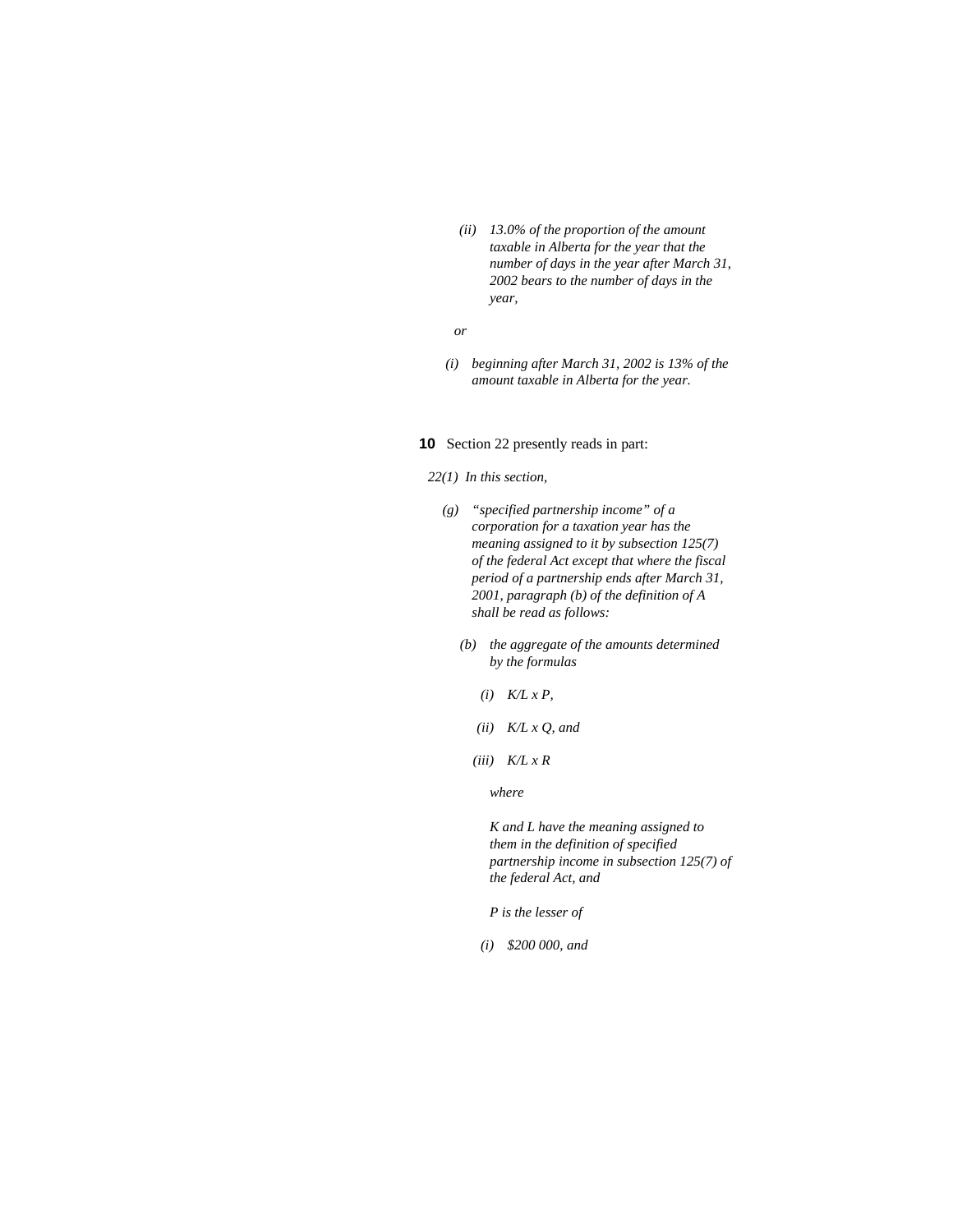*(ii) 13.0% of the proportion of the amount taxable in Alberta for the year that the number of days in the year after March 31, 2002 bears to the number of days in the year,*

*or*

*(i) beginning after March 31, 2002 is 13% of the amount taxable in Alberta for the year.*

**10** Section 22 presently reads in part:

*22(1) In this section,*

*(g) "specified partnership income" of a corporation for a taxation year has the meaning assigned to it by subsection 125(7) of the federal Act except that where the fiscal period of a partnership ends after March 31, 2001, paragraph (b) of the definition of A shall be read as follows:*

*(b) the aggregate of the amounts determined by the formulas*

*(i) K/L x P,*

*(ii) K/L x Q, and*

*(iii) K/L x R*

*where*

*K and L have the meaning assigned to them in the definition of specified partnership income in subsection 125(7) of the federal Act, and*

*P is the lesser of*

*(i) $200 000, and*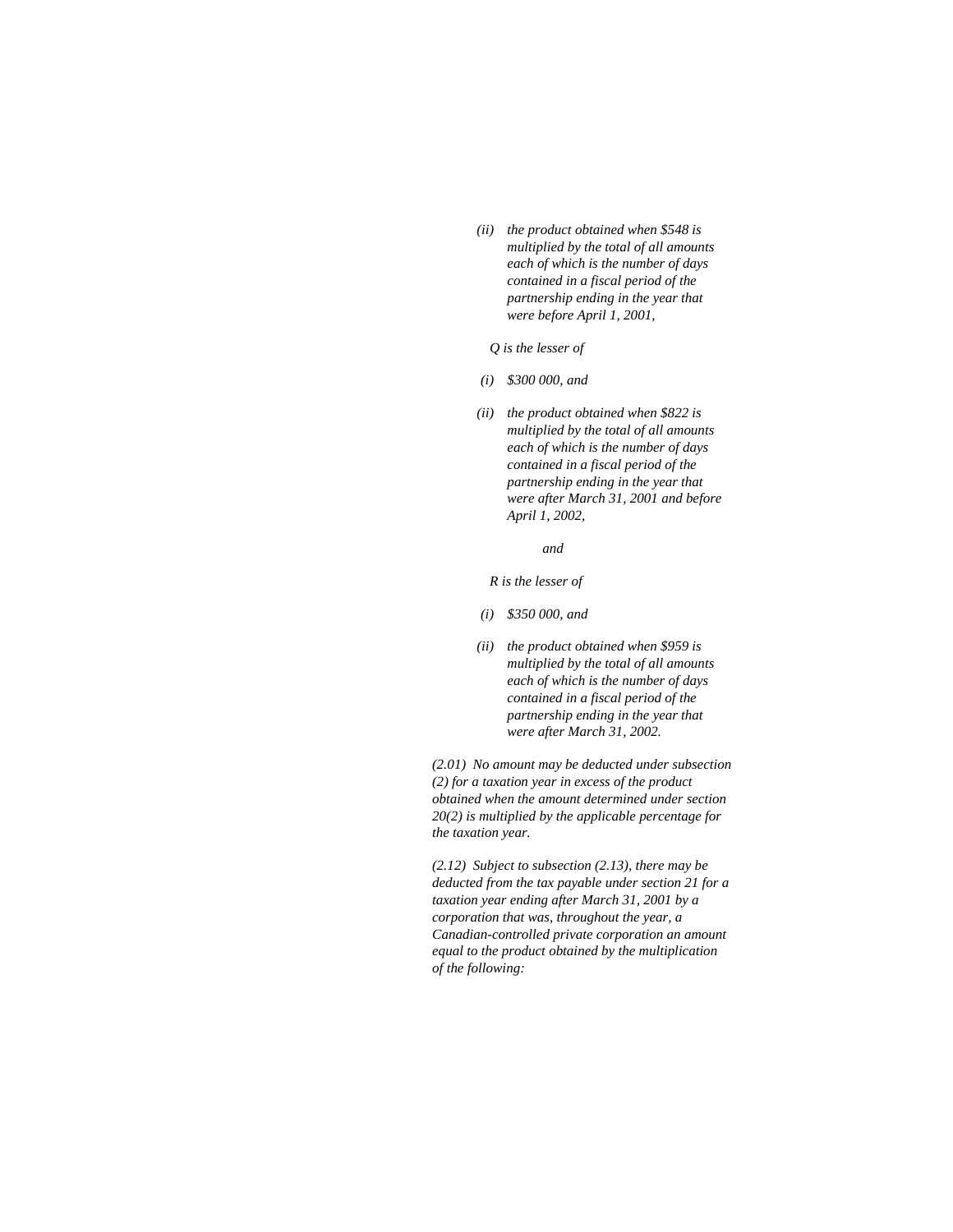*(ii) the product obtained when $548 is multiplied by the total of all amounts each of which is the number of days contained in a fiscal period of the partnership ending in the year that were before April 1, 2001,*

*Q is the lesser of*

*(i) $300 000, and*

*(ii) the product obtained when $822 is multiplied by the total of all amounts each of which is the number of days contained in a fiscal period of the partnership ending in the year that were after March 31, 2001 and before April 1, 2002,*

*and*

*R is the lesser of*

*(i) $350 000, and*

*(ii) the product obtained when $959 is multiplied by the total of all amounts each of which is the number of days contained in a fiscal period of the partnership ending in the year that were after March 31, 2002.*

*(2.01) No amount may be deducted under subsection (2) for a taxation year in excess of the product obtained when the amount determined under section 20(2) is multiplied by the applicable percentage for the taxation year.*

*(2.12) Subject to subsection (2.13), there may be deducted from the tax payable under section 21 for a taxation year ending after March 31, 2001 by a corporation that was, throughout the year, a Canadian-controlled private corporation an amount equal to the product obtained by the multiplication of the following:*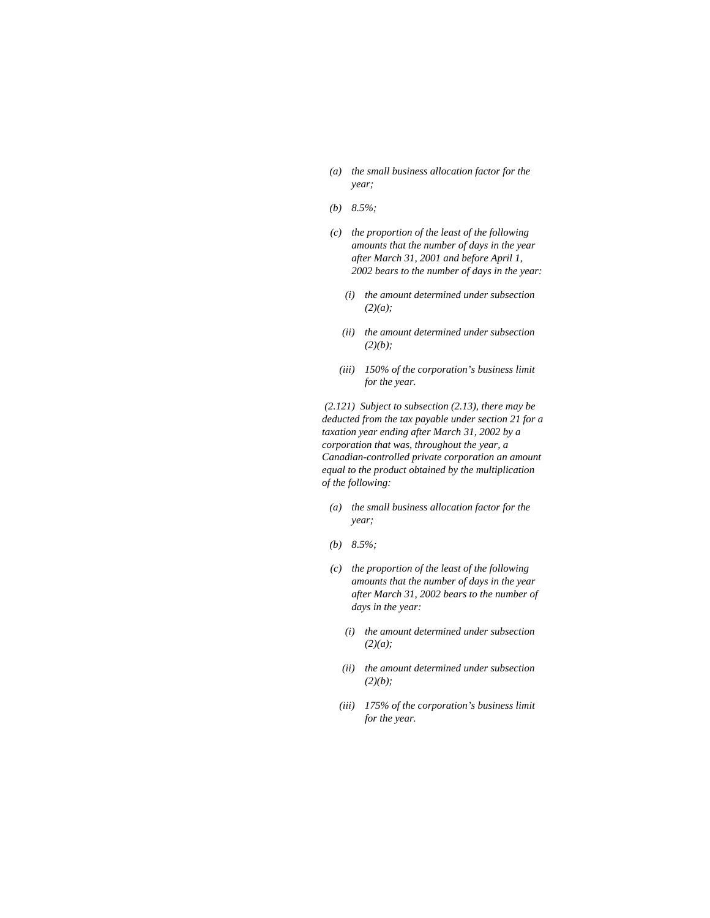*(a) the small business allocation factor for the year;*

*(b) 8.5%;*

*(c) the proportion of the least of the following amounts that the number of days in the year after March 31, 2001 and before April 1, 2002 bears to the number of days in the year:*

*(i) the amount determined under subsection (2)(a);*

*(ii) the amount determined under subsection (2)(b);*

*(iii) 150% of the corporation's business limit for the year.*

*(2.121) Subject to subsection (2.13), there may be deducted from the tax payable under section 21 for a taxation year ending after March 31, 2002 by a corporation that was, throughout the year, a Canadian-controlled private corporation an amount equal to the product obtained by the multiplication of the following:*

*(a) the small business allocation factor for the year;*

*(b) 8.5%;*

*(c) the proportion of the least of the following amounts that the number of days in the year after March 31, 2002 bears to the number of days in the year:*

*(i) the amount determined under subsection (2)(a);*

*(ii) the amount determined under subsection (2)(b);*

*(iii) 175% of the corporation's business limit for the year.*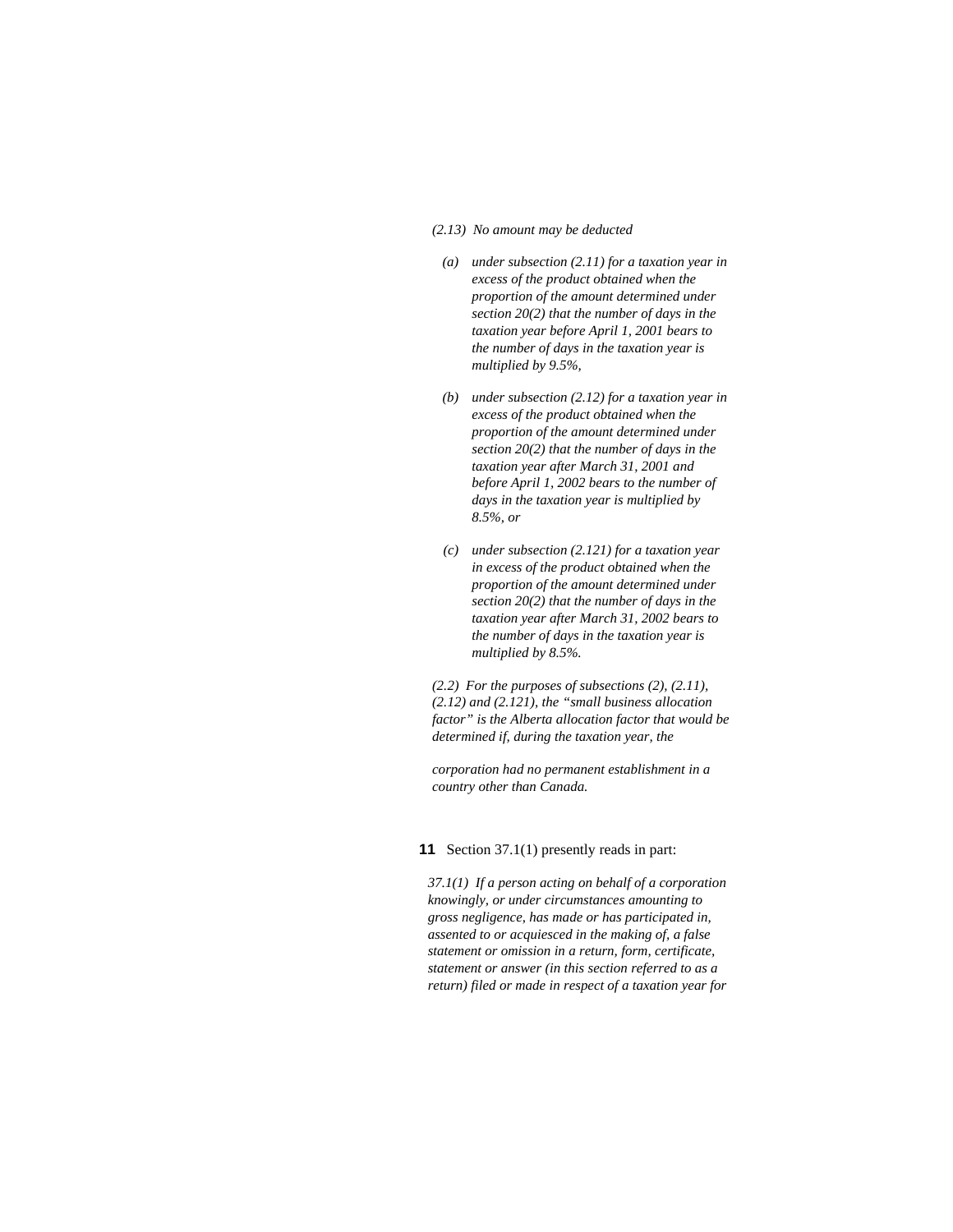*(2.13) No amount may be deducted*

*(a) under subsection (2.11) for a taxation year in excess of the product obtained when the proportion of the amount determined under section 20(2) that the number of days in the taxation year before April 1, 2001 bears to the number of days in the taxation year is multiplied by 9.5%,*

*(b) under subsection (2.12) for a taxation year in excess of the product obtained when the proportion of the amount determined under section 20(2) that the number of days in the taxation year after March 31, 2001 and before April 1, 2002 bears to the number of days in the taxation year is multiplied by 8.5%, or*

*(c) under subsection (2.121) for a taxation year in excess of the product obtained when the proportion of the amount determined under section 20(2) that the number of days in the taxation year after March 31, 2002 bears to the number of days in the taxation year is multiplied by 8.5%.*

*(2.2) For the purposes of subsections (2), (2.11), (2.12) and (2.121), the "small business allocation factor" is the Alberta allocation factor that would be determined if, during the taxation year, the corporation had no permanent establishment in a country other than Canada.*

**11** Section 37.1(1) presently reads in part:

*37.1(1) If a person acting on behalf of a corporation knowingly, or under circumstances amounting to gross negligence, has made or has participated in, assented to or acquiesced in the making of, a false statement or omission in a return, form, certificate, statement or answer (in this section referred to as a return) filed or made in respect of a taxation year for*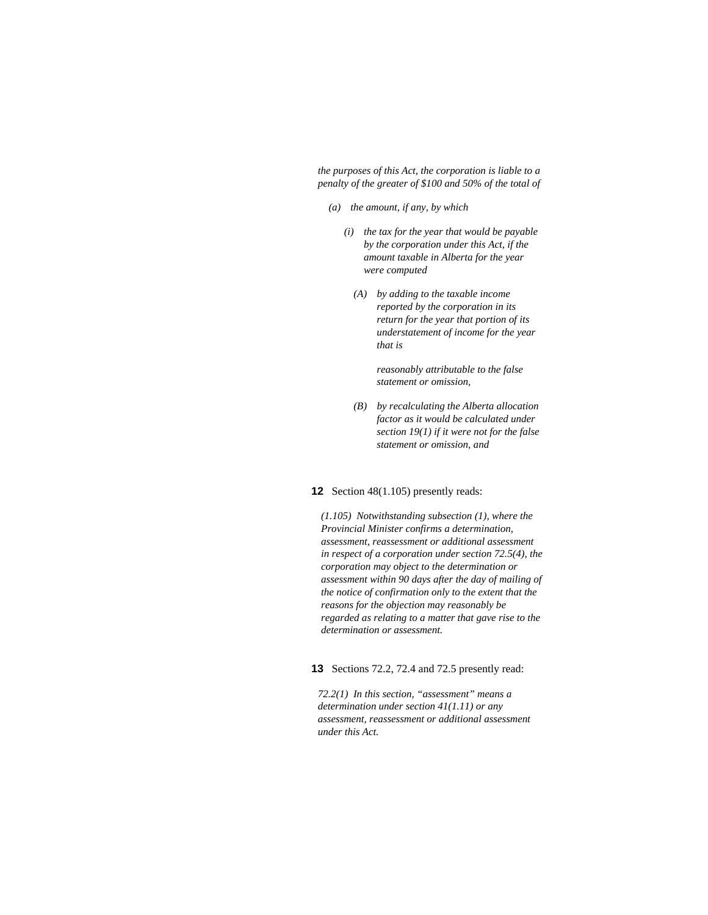*the purposes of this Act, the corporation is liable to a penalty of the greater of $100 and 50% of the total of*

*(a) the amount, if any, by which*

*(i) the tax for the year that would be payable by the corporation under this Act, if the amount taxable in Alberta for the year were computed*

*(A) by adding to the taxable income reported by the corporation in its return for the year that portion of its understatement of income for the year that is*

*reasonably attributable to the false statement or omission,*

*(B) by recalculating the Alberta allocation factor as it would be calculated under section 19(1) if it were not for the false statement or omission, and*

**12** Section 48(1.105) presently reads:

*(1.105) Notwithstanding subsection (1), where the Provincial Minister confirms a determination, assessment, reassessment or additional assessment in respect of a corporation under section 72.5(4), the corporation may object to the determination or assessment within 90 days after the day of mailing of the notice of confirmation only to the extent that the reasons for the objection may reasonably be regarded as relating to a matter that gave rise to the determination or assessment.*

**13** Sections 72.2, 72.4 and 72.5 presently read:

*72.2(1) In this section, "assessment" means a determination under section 41(1.11) or any assessment, reassessment or additional assessment under this Act.*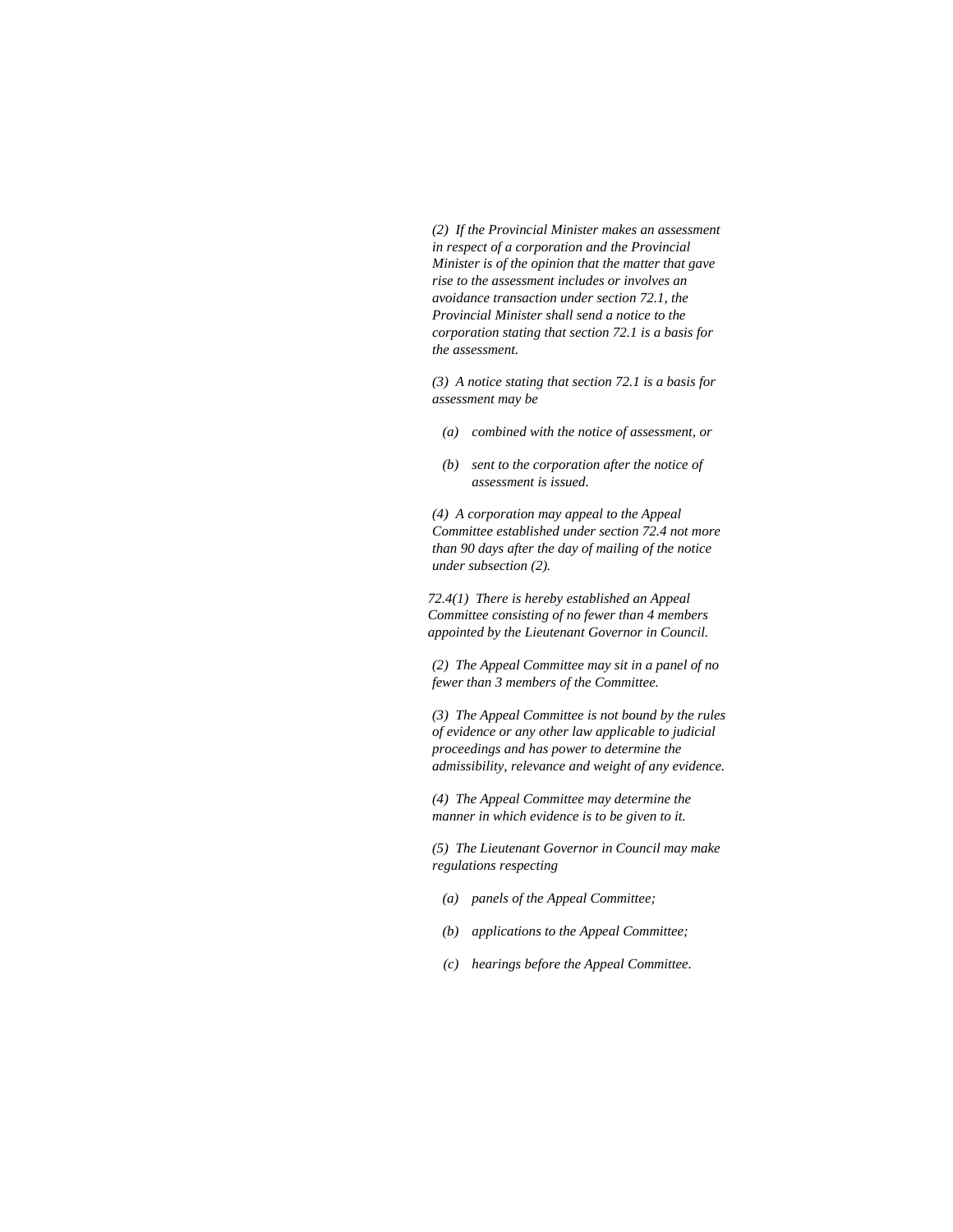*(2) If the Provincial Minister makes an assessment in respect of a corporation and the Provincial Minister is of the opinion that the matter that gave rise to the assessment includes or involves an avoidance transaction under section 72.1, the Provincial Minister shall send a notice to the corporation stating that section 72.1 is a basis for the assessment.*

*(3) A notice stating that section 72.1 is a basis for assessment may be*

- *(a) combined with the notice of assessment, or*
- *(b) sent to the corporation after the notice of assessment is issued.*

*(4) A corporation may appeal to the Appeal Committee established under section 72.4 not more than 90 days after the day of mailing of the notice under subsection (2).*

*72.4(1) There is hereby established an Appeal Committee consisting of no fewer than 4 members appointed by the Lieutenant Governor in Council.*

*(2) The Appeal Committee may sit in a panel of no fewer than 3 members of the Committee.*

*(3) The Appeal Committee is not bound by the rules of evidence or any other law applicable to judicial proceedings and has power to determine the admissibility, relevance and weight of any evidence.*

*(4) The Appeal Committee may determine the manner in which evidence is to be given to it.*

*(5) The Lieutenant Governor in Council may make regulations respecting*

- *(a) panels of the Appeal Committee;*
- *(b) applications to the Appeal Committee;*
- *(c) hearings before the Appeal Committee.*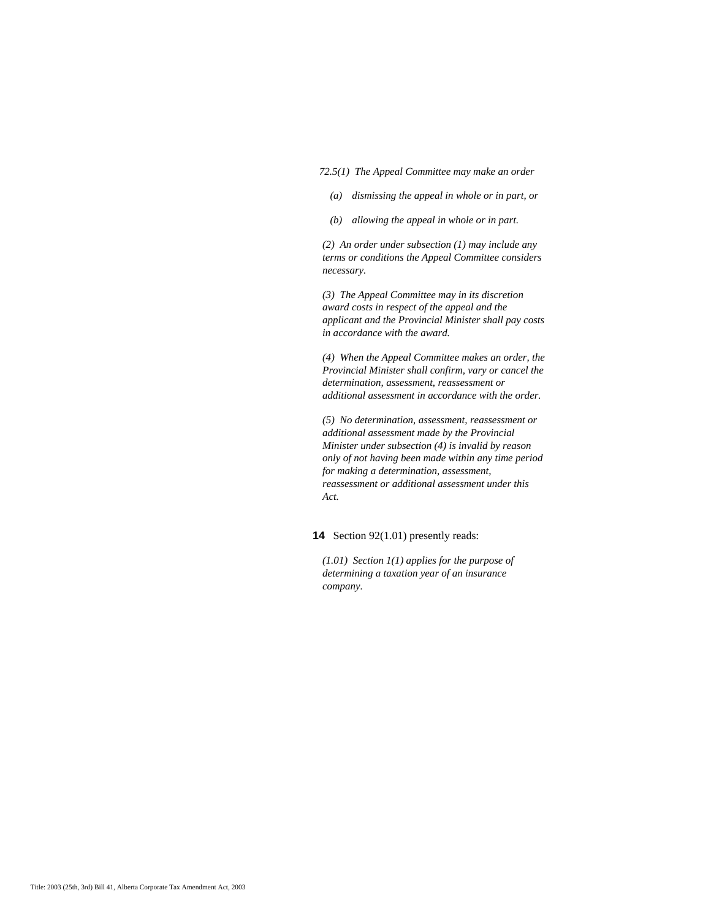*72.5(1) The Appeal Committee may make an order*

*(a) dismissing the appeal in whole or in part, or*

*(b) allowing the appeal in whole or in part.*

*(2) An order under subsection (1) may include any terms or conditions the Appeal Committee considers necessary.*

*(3) The Appeal Committee may in its discretion award costs in respect of the appeal and the applicant and the Provincial Minister shall pay costs in accordance with the award.*

*(4) When the Appeal Committee makes an order, the Provincial Minister shall confirm, vary or cancel the determination, assessment, reassessment or additional assessment in accordance with the order.*

*(5) No determination, assessment, reassessment or additional assessment made by the Provincial Minister under subsection (4) is invalid by reason only of not having been made within any time period for making a determination, assessment, reassessment or additional assessment under this Act.*

**14** Section 92(1.01) presently reads:

*(1.01) Section 1(1) applies for the purpose of determining a taxation year of an insurance company.*